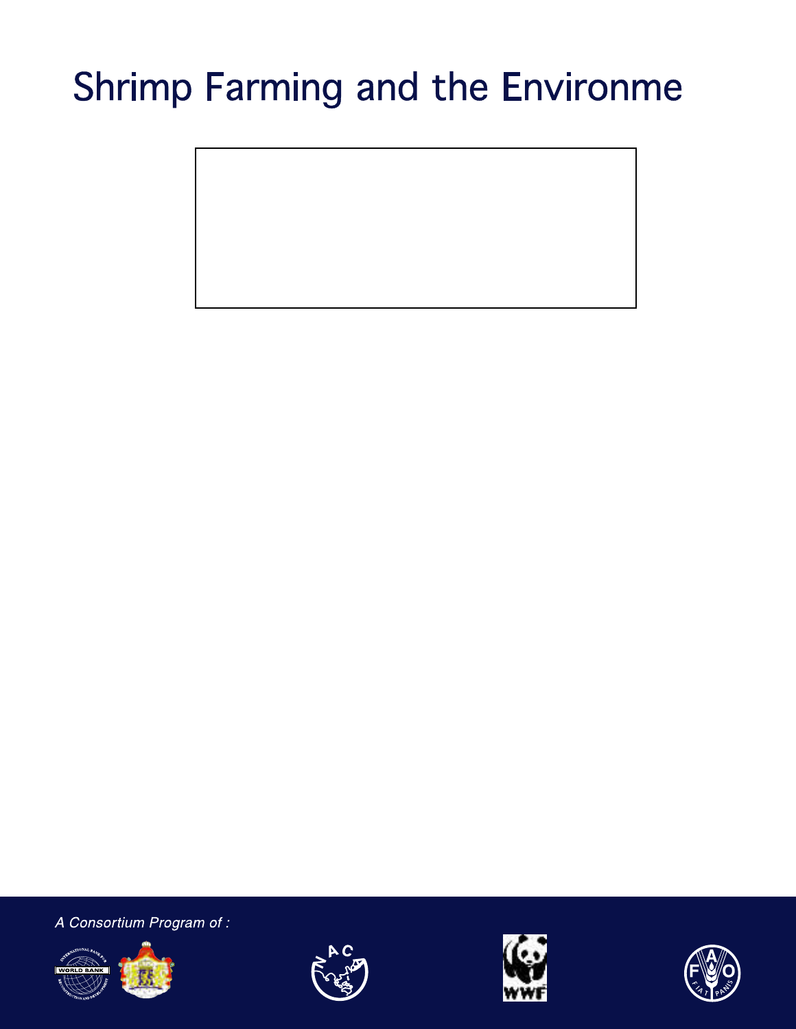# Shrimp Farming and the Environme

*A Consortium Program of :*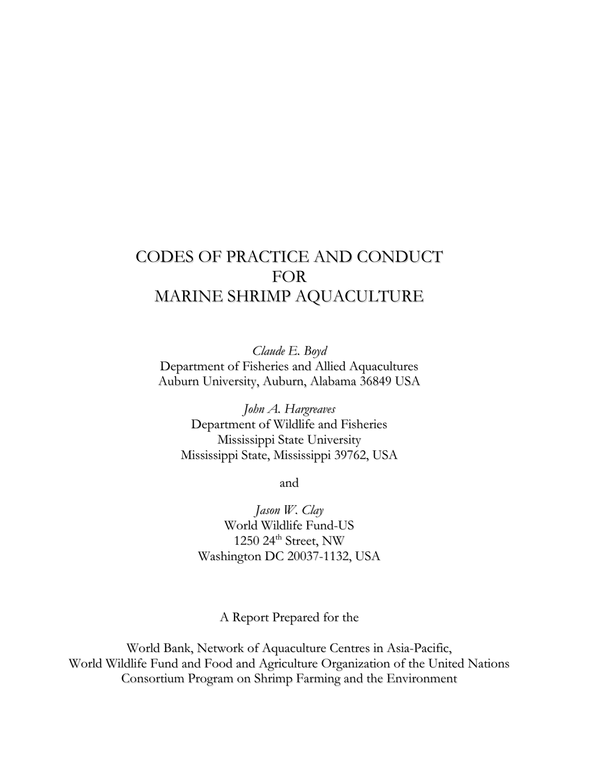# CODES OF PRACTICE AND CONDUCT FOR MARINE SHRIMP AQUACULTURE

*Claude E. Boyd*
Department of Fisheries and Allied Aquacultures
Auburn University, Auburn, Alabama 36849 USA

*John A. Hargreaves*
Department of Wildlife and Fisheries
Mississippi State University
Mississippi State, Mississippi 39762, USA

and

*Jason W. Clay*
World Wildlife Fund-US
1250 24th Street, NW
Washington DC 20037-1132, USA

A Report Prepared for the

World Bank, Network of Aquaculture Centres in Asia-Pacific,
World Wildlife Fund and Food and Agriculture Organization of the United Nations
Consortium Program on Shrimp Farming and the Environment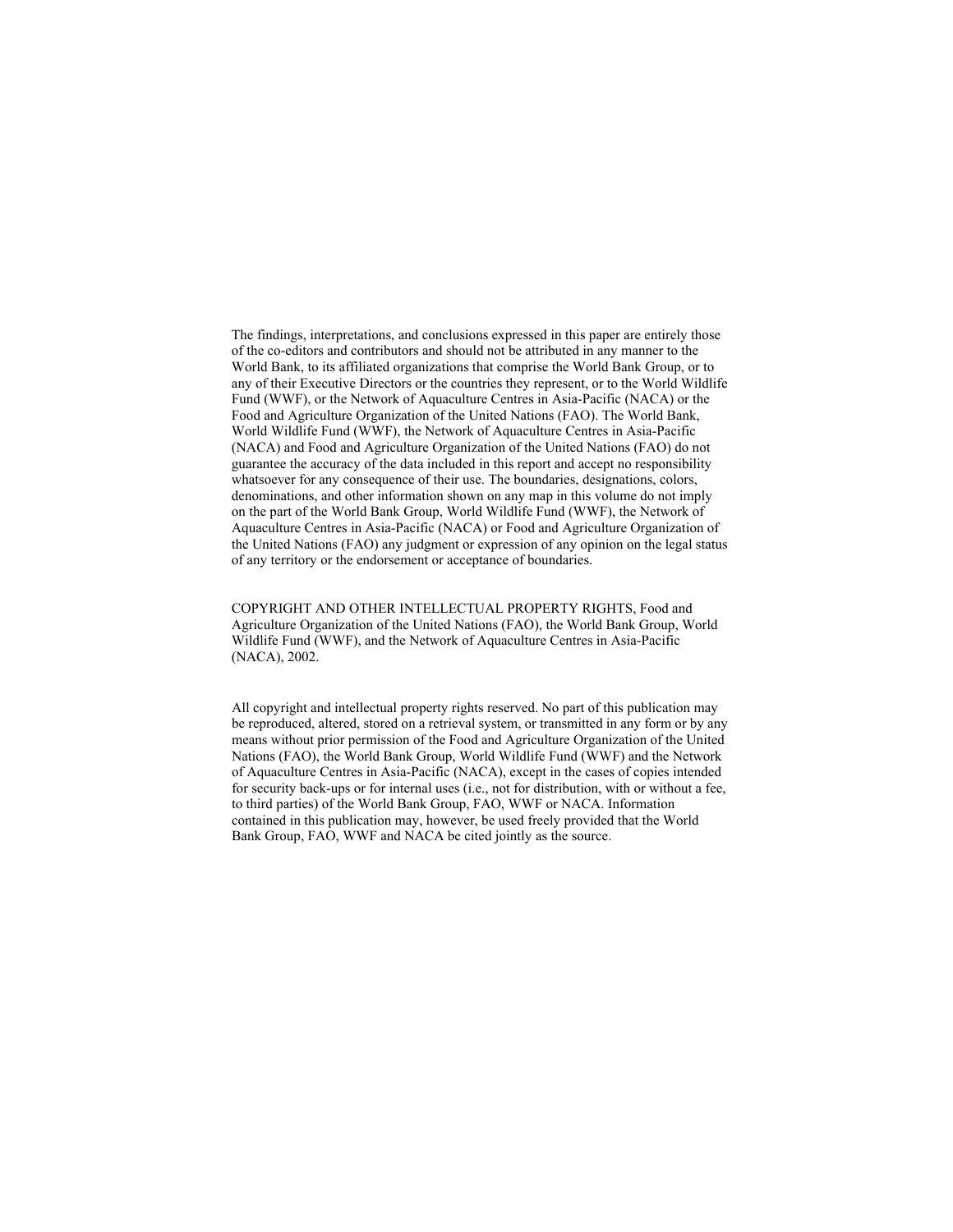The findings, interpretations, and conclusions expressed in this paper are entirely those of the co-editors and contributors and should not be attributed in any manner to the World Bank, to its affiliated organizations that comprise the World Bank Group, or to any of their Executive Directors or the countries they represent, or to the World Wildlife Fund (WWF), or the Network of Aquaculture Centres in Asia-Pacific (NACA) or the Food and Agriculture Organization of the United Nations (FAO). The World Bank, World Wildlife Fund (WWF), the Network of Aquaculture Centres in Asia-Pacific (NACA) and Food and Agriculture Organization of the United Nations (FAO) do not guarantee the accuracy of the data included in this report and accept no responsibility whatsoever for any consequence of their use. The boundaries, designations, colors, denominations, and other information shown on any map in this volume do not imply on the part of the World Bank Group, World Wildlife Fund (WWF), the Network of Aquaculture Centres in Asia-Pacific (NACA) or Food and Agriculture Organization of the United Nations (FAO) any judgment or expression of any opinion on the legal status of any territory or the endorsement or acceptance of boundaries.

COPYRIGHT AND OTHER INTELLECTUAL PROPERTY RIGHTS, Food and Agriculture Organization of the United Nations (FAO), the World Bank Group, World Wildlife Fund (WWF), and the Network of Aquaculture Centres in Asia-Pacific (NACA), 2002.

All copyright and intellectual property rights reserved. No part of this publication may be reproduced, altered, stored on a retrieval system, or transmitted in any form or by any means without prior permission of the Food and Agriculture Organization of the United Nations (FAO), the World Bank Group, World Wildlife Fund (WWF) and the Network of Aquaculture Centres in Asia-Pacific (NACA), except in the cases of copies intended for security back-ups or for internal uses (i.e., not for distribution, with or without a fee, to third parties) of the World Bank Group, FAO, WWF or NACA. Information contained in this publication may, however, be used freely provided that the World Bank Group, FAO, WWF and NACA be cited jointly as the source.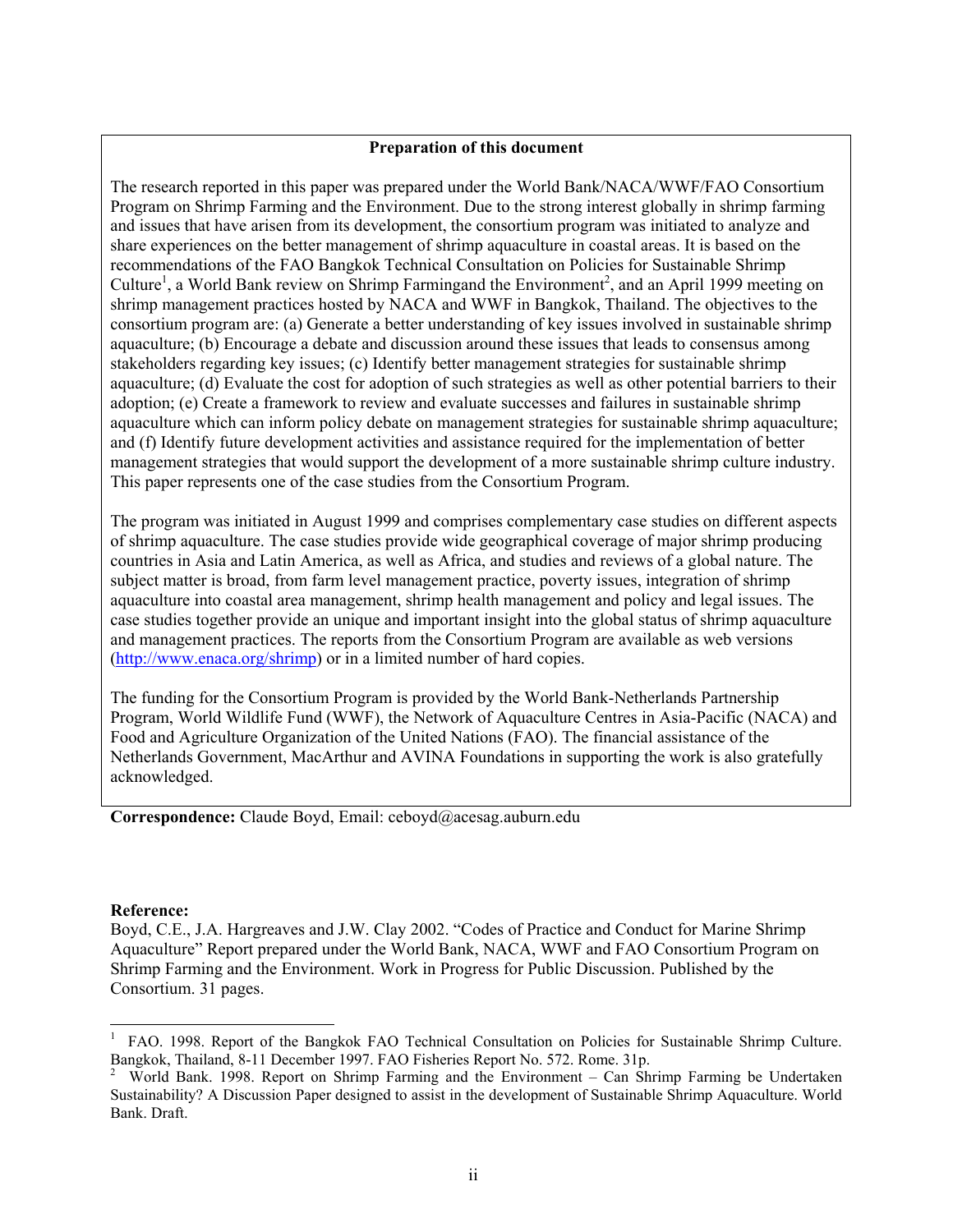## Preparation of this document

The research reported in this paper was prepared under the World Bank/NACA/WWF/FAO Consortium Program on Shrimp Farming and the Environment. Due to the strong interest globally in shrimp farming and issues that have arisen from its development, the consortium program was initiated to analyze and share experiences on the better management of shrimp aquaculture in coastal areas. It is based on the recommendations of the FAO Bangkok Technical Consultation on Policies for Sustainable Shrimp Culture[1], a World Bank review on Shrimp Farmingand the Environment[2], and an April 1999 meeting on shrimp management practices hosted by NACA and WWF in Bangkok, Thailand. The objectives to the consortium program are: (a) Generate a better understanding of key issues involved in sustainable shrimp aquaculture; (b) Encourage a debate and discussion around these issues that leads to consensus among stakeholders regarding key issues; (c) Identify better management strategies for sustainable shrimp aquaculture; (d) Evaluate the cost for adoption of such strategies as well as other potential barriers to their adoption; (e) Create a framework to review and evaluate successes and failures in sustainable shrimp aquaculture which can inform policy debate on management strategies for sustainable shrimp aquaculture; and (f) Identify future development activities and assistance required for the implementation of better management strategies that would support the development of a more sustainable shrimp culture industry. This paper represents one of the case studies from the Consortium Program.

The program was initiated in August 1999 and comprises complementary case studies on different aspects of shrimp aquaculture. The case studies provide wide geographical coverage of major shrimp producing countries in Asia and Latin America, as well as Africa, and studies and reviews of a global nature. The subject matter is broad, from farm level management practice, poverty issues, integration of shrimp aquaculture into coastal area management, shrimp health management and policy and legal issues. The case studies together provide an unique and important insight into the global status of shrimp aquaculture and management practices. The reports from the Consortium Program are available as web versions (http://www.enaca.org/shrimp) or in a limited number of hard copies.

The funding for the Consortium Program is provided by the World Bank-Netherlands Partnership Program, World Wildlife Fund (WWF), the Network of Aquaculture Centres in Asia-Pacific (NACA) and Food and Agriculture Organization of the United Nations (FAO). The financial assistance of the Netherlands Government, MacArthur and AVINA Foundations in supporting the work is also gratefully acknowledged.

**Correspondence:** Claude Boyd, Email: ceboyd@acesag.auburn.edu

**Reference:**

Boyd, C.E., J.A. Hargreaves and J.W. Clay 2002. "Codes of Practice and Conduct for Marine Shrimp Aquaculture" Report prepared under the World Bank, NACA, WWF and FAO Consortium Program on Shrimp Farming and the Environment. Work in Progress for Public Discussion. Published by the Consortium. 31 pages.

---

[1] FAO. 1998. Report of the Bangkok FAO Technical Consultation on Policies for Sustainable Shrimp Culture. Bangkok, Thailand, 8-11 December 1997. FAO Fisheries Report No. 572. Rome. 31p.

[2] World Bank. 1998. Report on Shrimp Farming and the Environment – Can Shrimp Farming be Undertaken Sustainability? A Discussion Paper designed to assist in the development of Sustainable Shrimp Aquaculture. World Bank. Draft.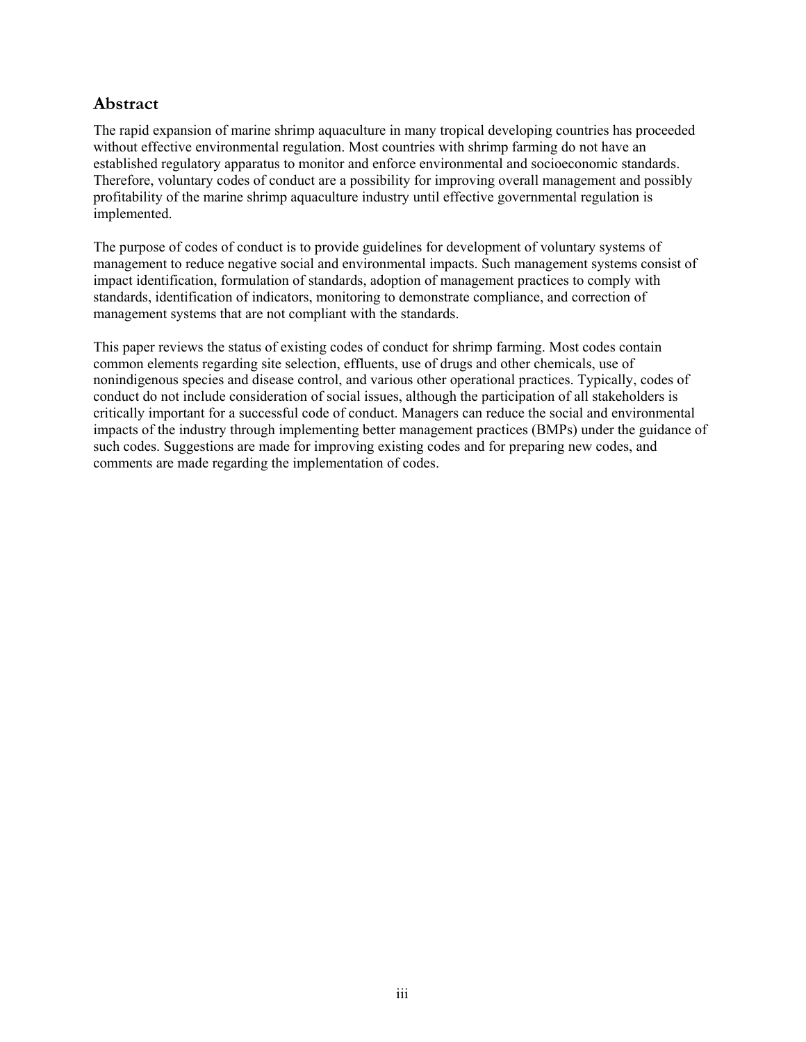## Abstract

The rapid expansion of marine shrimp aquaculture in many tropical developing countries has proceeded without effective environmental regulation. Most countries with shrimp farming do not have an established regulatory apparatus to monitor and enforce environmental and socioeconomic standards. Therefore, voluntary codes of conduct are a possibility for improving overall management and possibly profitability of the marine shrimp aquaculture industry until effective governmental regulation is implemented.

The purpose of codes of conduct is to provide guidelines for development of voluntary systems of management to reduce negative social and environmental impacts. Such management systems consist of impact identification, formulation of standards, adoption of management practices to comply with standards, identification of indicators, monitoring to demonstrate compliance, and correction of management systems that are not compliant with the standards.

This paper reviews the status of existing codes of conduct for shrimp farming. Most codes contain common elements regarding site selection, effluents, use of drugs and other chemicals, use of nonindigenous species and disease control, and various other operational practices. Typically, codes of conduct do not include consideration of social issues, although the participation of all stakeholders is critically important for a successful code of conduct. Managers can reduce the social and environmental impacts of the industry through implementing better management practices (BMPs) under the guidance of such codes. Suggestions are made for improving existing codes and for preparing new codes, and comments are made regarding the implementation of codes.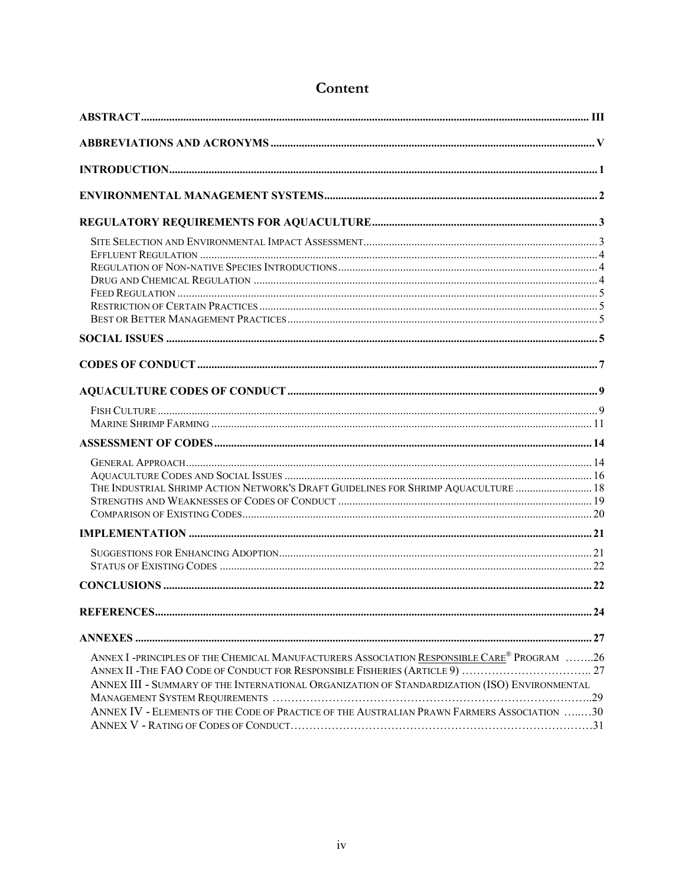# Content

| | |
|---|---|
| **ABSTRACT** | **III** |
| **ABBREVIATIONS AND ACRONYMS** | **V** |
| **INTRODUCTION** | **1** |
| **ENVIRONMENTAL MANAGEMENT SYSTEMS** | **2** |
| **REGULATORY REQUIREMENTS FOR AQUACULTURE** | **3** |
| Site Selection and Environmental Impact Assessment | 3 |
| Effluent Regulation | 4 |
| Regulation of Non-native Species Introductions | 4 |
| Drug and Chemical Regulation | 4 |
| Feed Regulation | 5 |
| Restriction of Certain Practices | 5 |
| Best or Better Management Practices | 5 |
| **SOCIAL ISSUES** | **5** |
| **CODES OF CONDUCT** | **7** |
| **AQUACULTURE CODES OF CONDUCT** | **9** |
| Fish Culture | 9 |
| Marine Shrimp Farming | 11 |
| **ASSESSMENT OF CODES** | **14** |
| General Approach | 14 |
| Aquaculture Codes and Social Issues | 16 |
| The Industrial Shrimp Action Network's Draft Guidelines for Shrimp Aquaculture | 18 |
| Strengths and Weaknesses of Codes of Conduct | 19 |
| Comparison of Existing Codes | 20 |
| **IMPLEMENTATION** | **21** |
| Suggestions for Enhancing Adoption | 21 |
| Status of Existing Codes | 22 |
| **CONCLUSIONS** | **22** |
| **REFERENCES** | **24** |
| **ANNEXES** | **27** |
| Annex I - Principles of the Chemical Manufacturers Association Responsible Care® Program | 26 |
| Annex II - The FAO Code of Conduct for Responsible Fisheries (Article 9) | 27 |
| Annex III - Summary of the International Organization of Standardization (ISO) Environmental Management System Requirements | 29 |
| Annex IV - Elements of the Code of Practice of the Australian Prawn Farmers Association | 30 |
| Annex V - Rating of Codes of Conduct | 31 |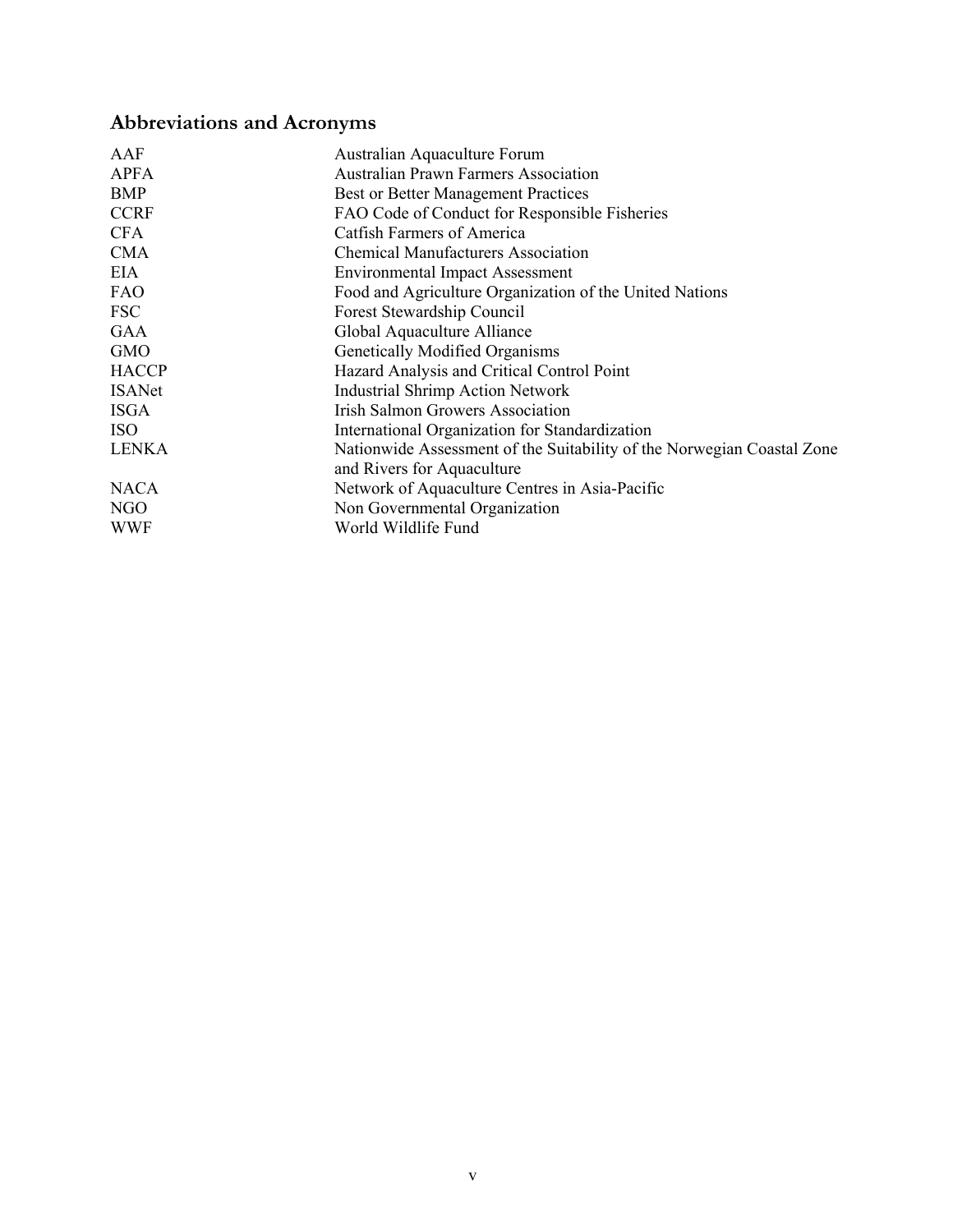## Abbreviations and Acronyms

| | |
|---|---|
| AAF | Australian Aquaculture Forum |
| APFA | Australian Prawn Farmers Association |
| BMP | Best or Better Management Practices |
| CCRF | FAO Code of Conduct for Responsible Fisheries |
| CFA | Catfish Farmers of America |
| CMA | Chemical Manufacturers Association |
| EIA | Environmental Impact Assessment |
| FAO | Food and Agriculture Organization of the United Nations |
| FSC | Forest Stewardship Council |
| GAA | Global Aquaculture Alliance |
| GMO | Genetically Modified Organisms |
| HACCP | Hazard Analysis and Critical Control Point |
| ISANet | Industrial Shrimp Action Network |
| ISGA | Irish Salmon Growers Association |
| ISO | International Organization for Standardization |
| LENKA | Nationwide Assessment of the Suitability of the Norwegian Coastal Zone and Rivers for Aquaculture |
| NACA | Network of Aquaculture Centres in Asia-Pacific |
| NGO | Non Governmental Organization |
| WWF | World Wildlife Fund |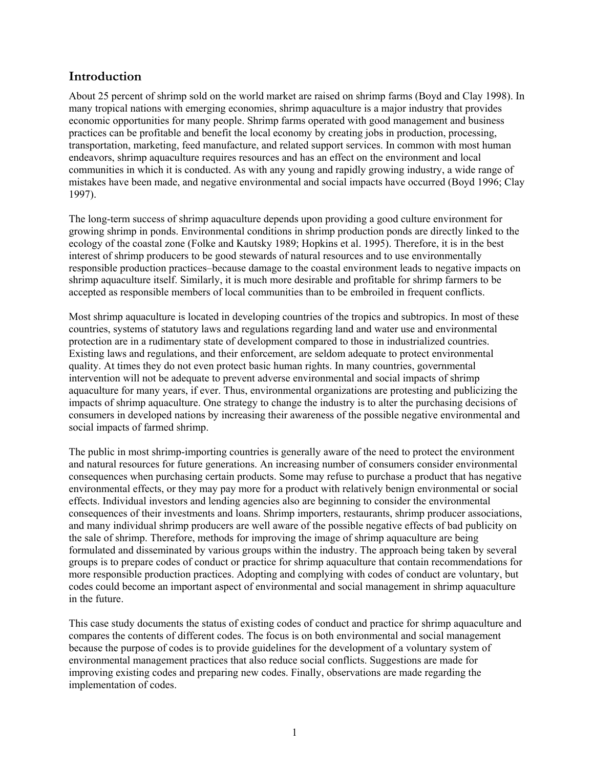## Introduction

About 25 percent of shrimp sold on the world market are raised on shrimp farms (Boyd and Clay 1998). In many tropical nations with emerging economies, shrimp aquaculture is a major industry that provides economic opportunities for many people. Shrimp farms operated with good management and business practices can be profitable and benefit the local economy by creating jobs in production, processing, transportation, marketing, feed manufacture, and related support services. In common with most human endeavors, shrimp aquaculture requires resources and has an effect on the environment and local communities in which it is conducted. As with any young and rapidly growing industry, a wide range of mistakes have been made, and negative environmental and social impacts have occurred (Boyd 1996; Clay 1997).

The long-term success of shrimp aquaculture depends upon providing a good culture environment for growing shrimp in ponds. Environmental conditions in shrimp production ponds are directly linked to the ecology of the coastal zone (Folke and Kautsky 1989; Hopkins et al. 1995). Therefore, it is in the best interest of shrimp producers to be good stewards of natural resources and to use environmentally responsible production practices–because damage to the coastal environment leads to negative impacts on shrimp aquaculture itself. Similarly, it is much more desirable and profitable for shrimp farmers to be accepted as responsible members of local communities than to be embroiled in frequent conflicts.

Most shrimp aquaculture is located in developing countries of the tropics and subtropics. In most of these countries, systems of statutory laws and regulations regarding land and water use and environmental protection are in a rudimentary state of development compared to those in industrialized countries. Existing laws and regulations, and their enforcement, are seldom adequate to protect environmental quality. At times they do not even protect basic human rights. In many countries, governmental intervention will not be adequate to prevent adverse environmental and social impacts of shrimp aquaculture for many years, if ever. Thus, environmental organizations are protesting and publicizing the impacts of shrimp aquaculture. One strategy to change the industry is to alter the purchasing decisions of consumers in developed nations by increasing their awareness of the possible negative environmental and social impacts of farmed shrimp.

The public in most shrimp-importing countries is generally aware of the need to protect the environment and natural resources for future generations. An increasing number of consumers consider environmental consequences when purchasing certain products. Some may refuse to purchase a product that has negative environmental effects, or they may pay more for a product with relatively benign environmental or social effects. Individual investors and lending agencies also are beginning to consider the environmental consequences of their investments and loans. Shrimp importers, restaurants, shrimp producer associations, and many individual shrimp producers are well aware of the possible negative effects of bad publicity on the sale of shrimp. Therefore, methods for improving the image of shrimp aquaculture are being formulated and disseminated by various groups within the industry. The approach being taken by several groups is to prepare codes of conduct or practice for shrimp aquaculture that contain recommendations for more responsible production practices. Adopting and complying with codes of conduct are voluntary, but codes could become an important aspect of environmental and social management in shrimp aquaculture in the future.

This case study documents the status of existing codes of conduct and practice for shrimp aquaculture and compares the contents of different codes. The focus is on both environmental and social management because the purpose of codes is to provide guidelines for the development of a voluntary system of environmental management practices that also reduce social conflicts. Suggestions are made for improving existing codes and preparing new codes. Finally, observations are made regarding the implementation of codes.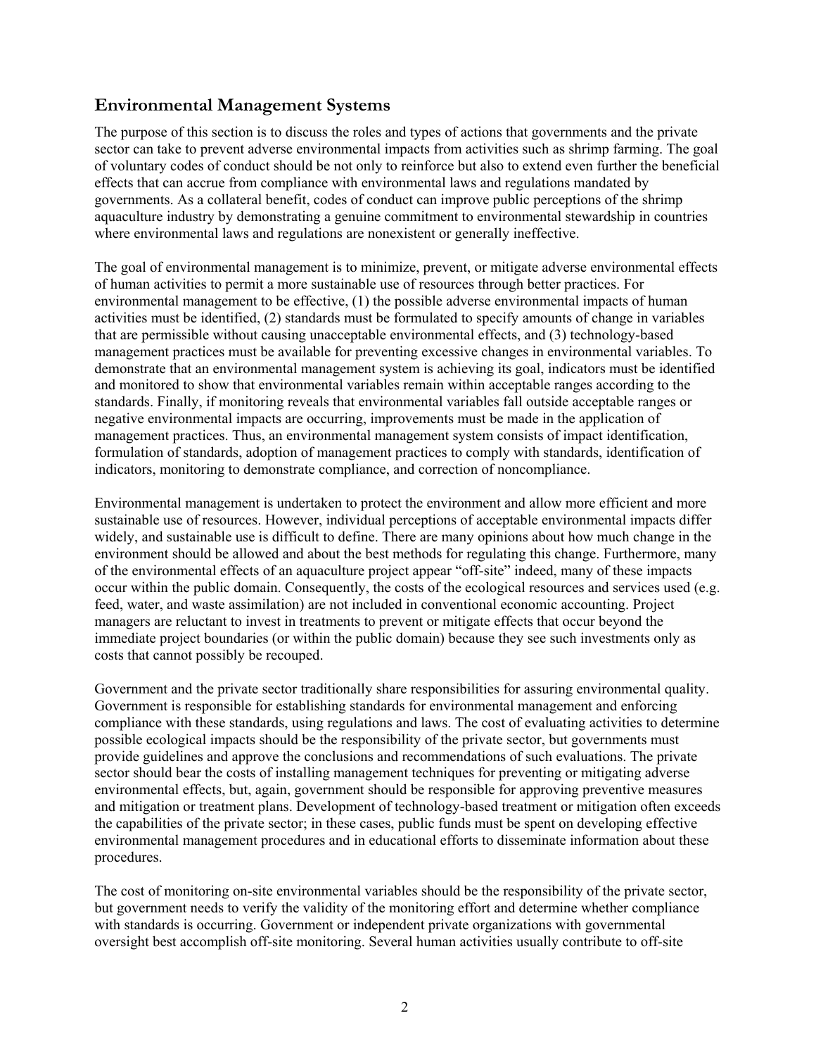## Environmental Management Systems

The purpose of this section is to discuss the roles and types of actions that governments and the private sector can take to prevent adverse environmental impacts from activities such as shrimp farming. The goal of voluntary codes of conduct should be not only to reinforce but also to extend even further the beneficial effects that can accrue from compliance with environmental laws and regulations mandated by governments. As a collateral benefit, codes of conduct can improve public perceptions of the shrimp aquaculture industry by demonstrating a genuine commitment to environmental stewardship in countries where environmental laws and regulations are nonexistent or generally ineffective.

The goal of environmental management is to minimize, prevent, or mitigate adverse environmental effects of human activities to permit a more sustainable use of resources through better practices. For environmental management to be effective, (1) the possible adverse environmental impacts of human activities must be identified, (2) standards must be formulated to specify amounts of change in variables that are permissible without causing unacceptable environmental effects, and (3) technology-based management practices must be available for preventing excessive changes in environmental variables. To demonstrate that an environmental management system is achieving its goal, indicators must be identified and monitored to show that environmental variables remain within acceptable ranges according to the standards. Finally, if monitoring reveals that environmental variables fall outside acceptable ranges or negative environmental impacts are occurring, improvements must be made in the application of management practices. Thus, an environmental management system consists of impact identification, formulation of standards, adoption of management practices to comply with standards, identification of indicators, monitoring to demonstrate compliance, and correction of noncompliance.

Environmental management is undertaken to protect the environment and allow more efficient and more sustainable use of resources. However, individual perceptions of acceptable environmental impacts differ widely, and sustainable use is difficult to define. There are many opinions about how much change in the environment should be allowed and about the best methods for regulating this change. Furthermore, many of the environmental effects of an aquaculture project appear "off-site" indeed, many of these impacts occur within the public domain. Consequently, the costs of the ecological resources and services used (e.g. feed, water, and waste assimilation) are not included in conventional economic accounting. Project managers are reluctant to invest in treatments to prevent or mitigate effects that occur beyond the immediate project boundaries (or within the public domain) because they see such investments only as costs that cannot possibly be recouped.

Government and the private sector traditionally share responsibilities for assuring environmental quality. Government is responsible for establishing standards for environmental management and enforcing compliance with these standards, using regulations and laws. The cost of evaluating activities to determine possible ecological impacts should be the responsibility of the private sector, but governments must provide guidelines and approve the conclusions and recommendations of such evaluations. The private sector should bear the costs of installing management techniques for preventing or mitigating adverse environmental effects, but, again, government should be responsible for approving preventive measures and mitigation or treatment plans. Development of technology-based treatment or mitigation often exceeds the capabilities of the private sector; in these cases, public funds must be spent on developing effective environmental management procedures and in educational efforts to disseminate information about these procedures.

The cost of monitoring on-site environmental variables should be the responsibility of the private sector, but government needs to verify the validity of the monitoring effort and determine whether compliance with standards is occurring. Government or independent private organizations with governmental oversight best accomplish off-site monitoring. Several human activities usually contribute to off-site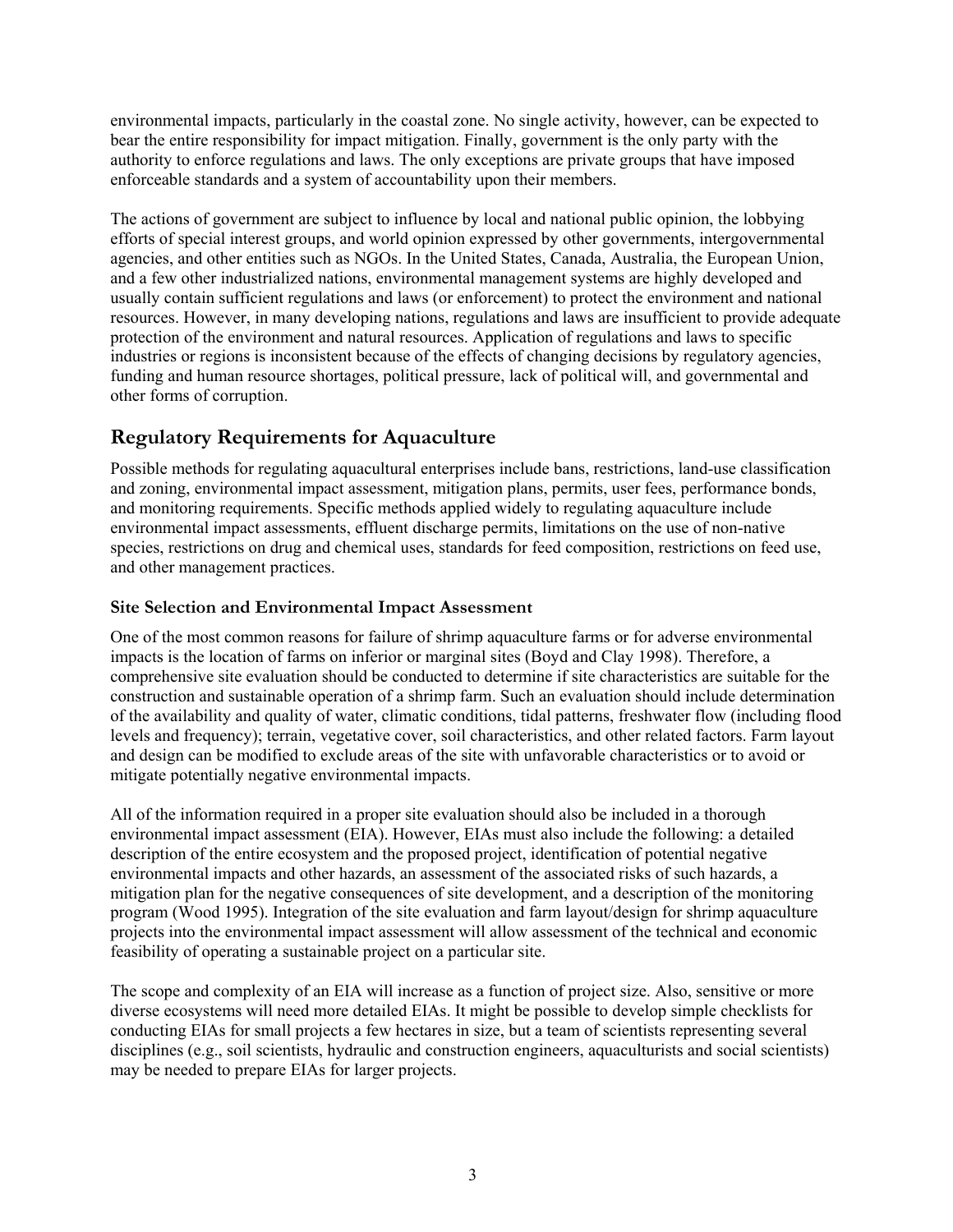environmental impacts, particularly in the coastal zone. No single activity, however, can be expected to bear the entire responsibility for impact mitigation. Finally, government is the only party with the authority to enforce regulations and laws. The only exceptions are private groups that have imposed enforceable standards and a system of accountability upon their members.

The actions of government are subject to influence by local and national public opinion, the lobbying efforts of special interest groups, and world opinion expressed by other governments, intergovernmental agencies, and other entities such as NGOs. In the United States, Canada, Australia, the European Union, and a few other industrialized nations, environmental management systems are highly developed and usually contain sufficient regulations and laws (or enforcement) to protect the environment and national resources. However, in many developing nations, regulations and laws are insufficient to provide adequate protection of the environment and natural resources. Application of regulations and laws to specific industries or regions is inconsistent because of the effects of changing decisions by regulatory agencies, funding and human resource shortages, political pressure, lack of political will, and governmental and other forms of corruption.

## Regulatory Requirements for Aquaculture

Possible methods for regulating aquacultural enterprises include bans, restrictions, land-use classification and zoning, environmental impact assessment, mitigation plans, permits, user fees, performance bonds, and monitoring requirements. Specific methods applied widely to regulating aquaculture include environmental impact assessments, effluent discharge permits, limitations on the use of non-native species, restrictions on drug and chemical uses, standards for feed composition, restrictions on feed use, and other management practices.

### Site Selection and Environmental Impact Assessment

One of the most common reasons for failure of shrimp aquaculture farms or for adverse environmental impacts is the location of farms on inferior or marginal sites (Boyd and Clay 1998). Therefore, a comprehensive site evaluation should be conducted to determine if site characteristics are suitable for the construction and sustainable operation of a shrimp farm. Such an evaluation should include determination of the availability and quality of water, climatic conditions, tidal patterns, freshwater flow (including flood levels and frequency); terrain, vegetative cover, soil characteristics, and other related factors. Farm layout and design can be modified to exclude areas of the site with unfavorable characteristics or to avoid or mitigate potentially negative environmental impacts.

All of the information required in a proper site evaluation should also be included in a thorough environmental impact assessment (EIA). However, EIAs must also include the following: a detailed description of the entire ecosystem and the proposed project, identification of potential negative environmental impacts and other hazards, an assessment of the associated risks of such hazards, a mitigation plan for the negative consequences of site development, and a description of the monitoring program (Wood 1995). Integration of the site evaluation and farm layout/design for shrimp aquaculture projects into the environmental impact assessment will allow assessment of the technical and economic feasibility of operating a sustainable project on a particular site.

The scope and complexity of an EIA will increase as a function of project size. Also, sensitive or more diverse ecosystems will need more detailed EIAs. It might be possible to develop simple checklists for conducting EIAs for small projects a few hectares in size, but a team of scientists representing several disciplines (e.g., soil scientists, hydraulic and construction engineers, aquaculturists and social scientists) may be needed to prepare EIAs for larger projects.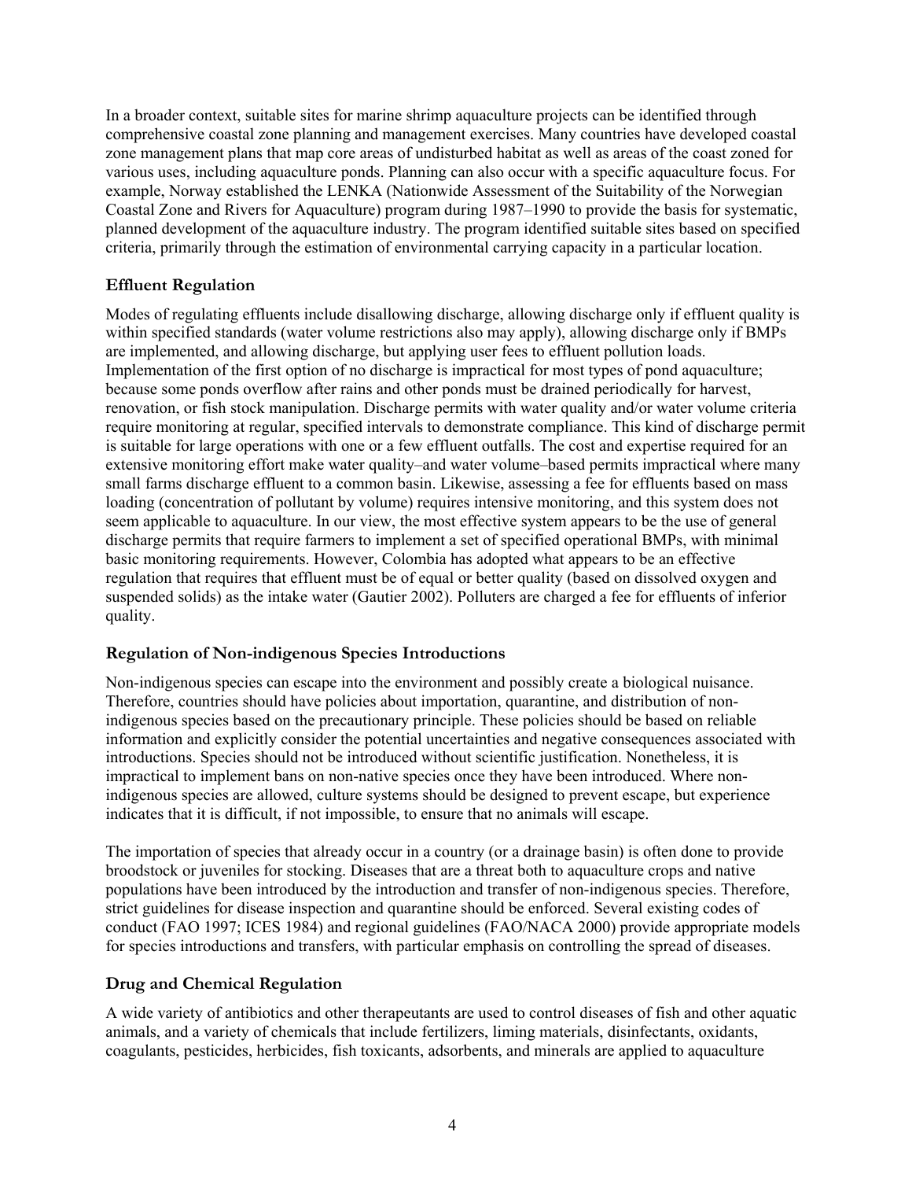In a broader context, suitable sites for marine shrimp aquaculture projects can be identified through comprehensive coastal zone planning and management exercises. Many countries have developed coastal zone management plans that map core areas of undisturbed habitat as well as areas of the coast zoned for various uses, including aquaculture ponds. Planning can also occur with a specific aquaculture focus. For example, Norway established the LENKA (Nationwide Assessment of the Suitability of the Norwegian Coastal Zone and Rivers for Aquaculture) program during 1987–1990 to provide the basis for systematic, planned development of the aquaculture industry. The program identified suitable sites based on specified criteria, primarily through the estimation of environmental carrying capacity in a particular location.

### Effluent Regulation

Modes of regulating effluents include disallowing discharge, allowing discharge only if effluent quality is within specified standards (water volume restrictions also may apply), allowing discharge only if BMPs are implemented, and allowing discharge, but applying user fees to effluent pollution loads. Implementation of the first option of no discharge is impractical for most types of pond aquaculture; because some ponds overflow after rains and other ponds must be drained periodically for harvest, renovation, or fish stock manipulation. Discharge permits with water quality and/or water volume criteria require monitoring at regular, specified intervals to demonstrate compliance. This kind of discharge permit is suitable for large operations with one or a few effluent outfalls. The cost and expertise required for an extensive monitoring effort make water quality–and water volume–based permits impractical where many small farms discharge effluent to a common basin. Likewise, assessing a fee for effluents based on mass loading (concentration of pollutant by volume) requires intensive monitoring, and this system does not seem applicable to aquaculture. In our view, the most effective system appears to be the use of general discharge permits that require farmers to implement a set of specified operational BMPs, with minimal basic monitoring requirements. However, Colombia has adopted what appears to be an effective regulation that requires that effluent must be of equal or better quality (based on dissolved oxygen and suspended solids) as the intake water (Gautier 2002). Polluters are charged a fee for effluents of inferior quality.

### Regulation of Non-indigenous Species Introductions

Non-indigenous species can escape into the environment and possibly create a biological nuisance. Therefore, countries should have policies about importation, quarantine, and distribution of non-indigenous species based on the precautionary principle. These policies should be based on reliable information and explicitly consider the potential uncertainties and negative consequences associated with introductions. Species should not be introduced without scientific justification. Nonetheless, it is impractical to implement bans on non-native species once they have been introduced. Where non-indigenous species are allowed, culture systems should be designed to prevent escape, but experience indicates that it is difficult, if not impossible, to ensure that no animals will escape.

The importation of species that already occur in a country (or a drainage basin) is often done to provide broodstock or juveniles for stocking. Diseases that are a threat both to aquaculture crops and native populations have been introduced by the introduction and transfer of non-indigenous species. Therefore, strict guidelines for disease inspection and quarantine should be enforced. Several existing codes of conduct (FAO 1997; ICES 1984) and regional guidelines (FAO/NACA 2000) provide appropriate models for species introductions and transfers, with particular emphasis on controlling the spread of diseases.

### Drug and Chemical Regulation

A wide variety of antibiotics and other therapeutants are used to control diseases of fish and other aquatic animals, and a variety of chemicals that include fertilizers, liming materials, disinfectants, oxidants, coagulants, pesticides, herbicides, fish toxicants, adsorbents, and minerals are applied to aquaculture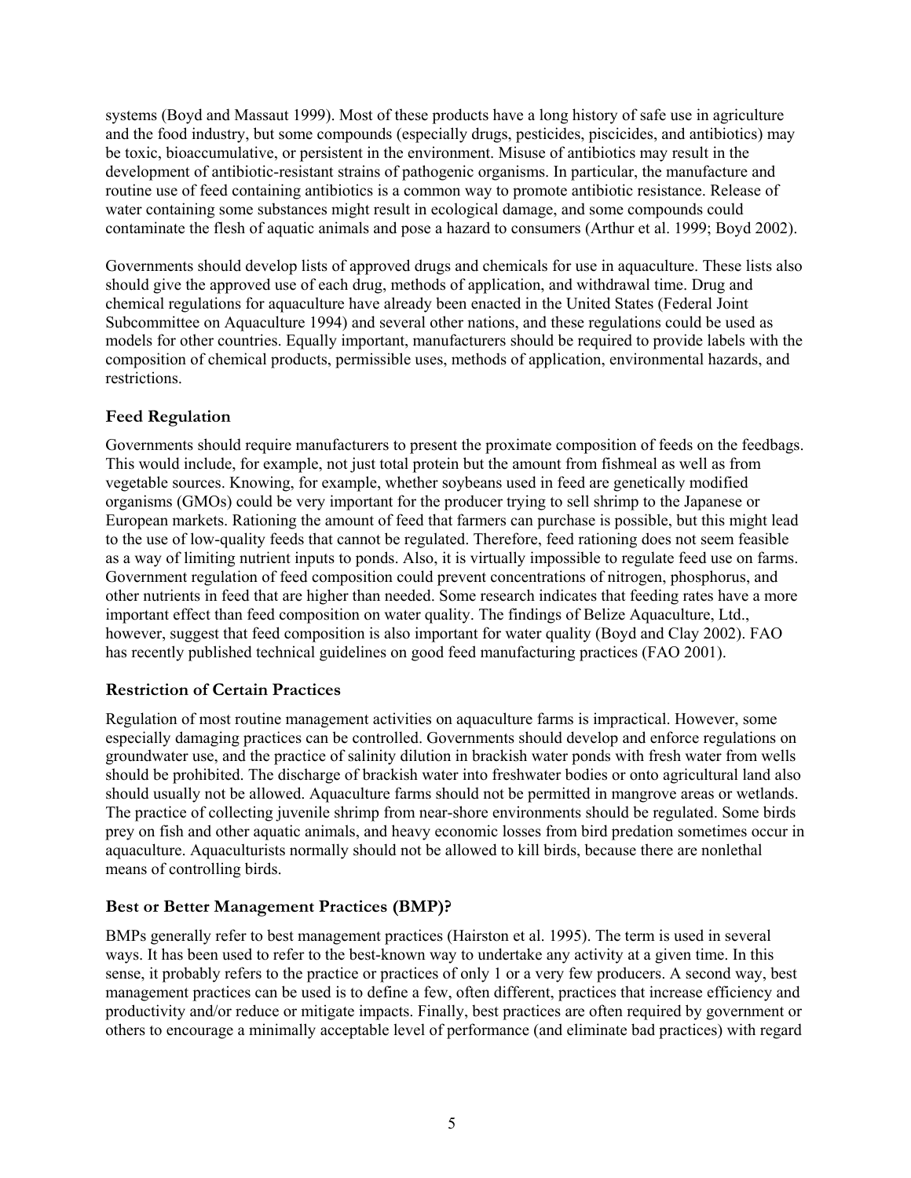systems (Boyd and Massaut 1999). Most of these products have a long history of safe use in agriculture and the food industry, but some compounds (especially drugs, pesticides, piscicides, and antibiotics) may be toxic, bioaccumulative, or persistent in the environment. Misuse of antibiotics may result in the development of antibiotic-resistant strains of pathogenic organisms. In particular, the manufacture and routine use of feed containing antibiotics is a common way to promote antibiotic resistance. Release of water containing some substances might result in ecological damage, and some compounds could contaminate the flesh of aquatic animals and pose a hazard to consumers (Arthur et al. 1999; Boyd 2002).

Governments should develop lists of approved drugs and chemicals for use in aquaculture. These lists also should give the approved use of each drug, methods of application, and withdrawal time. Drug and chemical regulations for aquaculture have already been enacted in the United States (Federal Joint Subcommittee on Aquaculture 1994) and several other nations, and these regulations could be used as models for other countries. Equally important, manufacturers should be required to provide labels with the composition of chemical products, permissible uses, methods of application, environmental hazards, and restrictions.

### Feed Regulation

Governments should require manufacturers to present the proximate composition of feeds on the feedbags. This would include, for example, not just total protein but the amount from fishmeal as well as from vegetable sources. Knowing, for example, whether soybeans used in feed are genetically modified organisms (GMOs) could be very important for the producer trying to sell shrimp to the Japanese or European markets. Rationing the amount of feed that farmers can purchase is possible, but this might lead to the use of low-quality feeds that cannot be regulated. Therefore, feed rationing does not seem feasible as a way of limiting nutrient inputs to ponds. Also, it is virtually impossible to regulate feed use on farms. Government regulation of feed composition could prevent concentrations of nitrogen, phosphorus, and other nutrients in feed that are higher than needed. Some research indicates that feeding rates have a more important effect than feed composition on water quality. The findings of Belize Aquaculture, Ltd., however, suggest that feed composition is also important for water quality (Boyd and Clay 2002). FAO has recently published technical guidelines on good feed manufacturing practices (FAO 2001).

### Restriction of Certain Practices

Regulation of most routine management activities on aquaculture farms is impractical. However, some especially damaging practices can be controlled. Governments should develop and enforce regulations on groundwater use, and the practice of salinity dilution in brackish water ponds with fresh water from wells should be prohibited. The discharge of brackish water into freshwater bodies or onto agricultural land also should usually not be allowed. Aquaculture farms should not be permitted in mangrove areas or wetlands. The practice of collecting juvenile shrimp from near-shore environments should be regulated. Some birds prey on fish and other aquatic animals, and heavy economic losses from bird predation sometimes occur in aquaculture. Aquaculturists normally should not be allowed to kill birds, because there are nonlethal means of controlling birds.

### Best or Better Management Practices (BMP)?

BMPs generally refer to best management practices (Hairston et al. 1995). The term is used in several ways. It has been used to refer to the best-known way to undertake any activity at a given time. In this sense, it probably refers to the practice or practices of only 1 or a very few producers. A second way, best management practices can be used is to define a few, often different, practices that increase efficiency and productivity and/or reduce or mitigate impacts. Finally, best practices are often required by government or others to encourage a minimally acceptable level of performance (and eliminate bad practices) with regard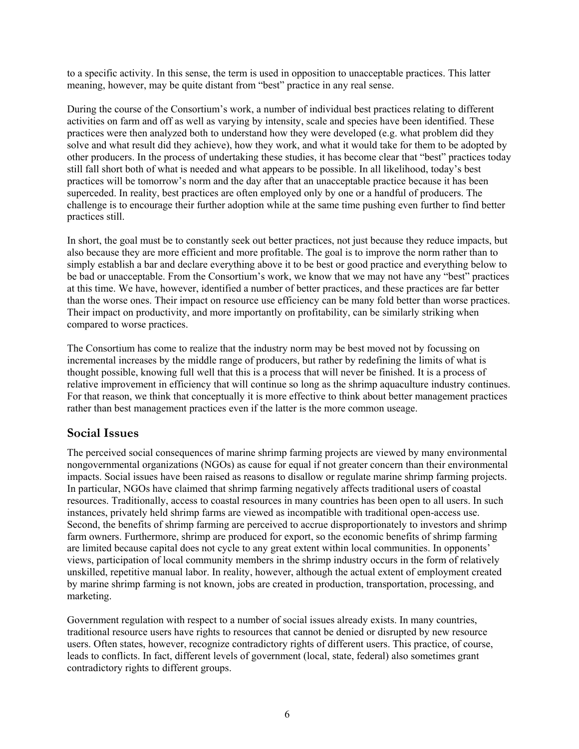to a specific activity. In this sense, the term is used in opposition to unacceptable practices. This latter meaning, however, may be quite distant from "best" practice in any real sense.

During the course of the Consortium's work, a number of individual best practices relating to different activities on farm and off as well as varying by intensity, scale and species have been identified. These practices were then analyzed both to understand how they were developed (e.g. what problem did they solve and what result did they achieve), how they work, and what it would take for them to be adopted by other producers. In the process of undertaking these studies, it has become clear that "best" practices today still fall short both of what is needed and what appears to be possible. In all likelihood, today's best practices will be tomorrow's norm and the day after that an unacceptable practice because it has been superceded. In reality, best practices are often employed only by one or a handful of producers. The challenge is to encourage their further adoption while at the same time pushing even further to find better practices still.

In short, the goal must be to constantly seek out better practices, not just because they reduce impacts, but also because they are more efficient and more profitable. The goal is to improve the norm rather than to simply establish a bar and declare everything above it to be best or good practice and everything below to be bad or unacceptable. From the Consortium's work, we know that we may not have any "best" practices at this time. We have, however, identified a number of better practices, and these practices are far better than the worse ones. Their impact on resource use efficiency can be many fold better than worse practices. Their impact on productivity, and more importantly on profitability, can be similarly striking when compared to worse practices.

The Consortium has come to realize that the industry norm may be best moved not by focussing on incremental increases by the middle range of producers, but rather by redefining the limits of what is thought possible, knowing full well that this is a process that will never be finished. It is a process of relative improvement in efficiency that will continue so long as the shrimp aquaculture industry continues. For that reason, we think that conceptually it is more effective to think about better management practices rather than best management practices even if the latter is the more common useage.

## Social Issues

The perceived social consequences of marine shrimp farming projects are viewed by many environmental nongovernmental organizations (NGOs) as cause for equal if not greater concern than their environmental impacts. Social issues have been raised as reasons to disallow or regulate marine shrimp farming projects. In particular, NGOs have claimed that shrimp farming negatively affects traditional users of coastal resources. Traditionally, access to coastal resources in many countries has been open to all users. In such instances, privately held shrimp farms are viewed as incompatible with traditional open-access use. Second, the benefits of shrimp farming are perceived to accrue disproportionately to investors and shrimp farm owners. Furthermore, shrimp are produced for export, so the economic benefits of shrimp farming are limited because capital does not cycle to any great extent within local communities. In opponents' views, participation of local community members in the shrimp industry occurs in the form of relatively unskilled, repetitive manual labor. In reality, however, although the actual extent of employment created by marine shrimp farming is not known, jobs are created in production, transportation, processing, and marketing.

Government regulation with respect to a number of social issues already exists. In many countries, traditional resource users have rights to resources that cannot be denied or disrupted by new resource users. Often states, however, recognize contradictory rights of different users. This practice, of course, leads to conflicts. In fact, different levels of government (local, state, federal) also sometimes grant contradictory rights to different groups.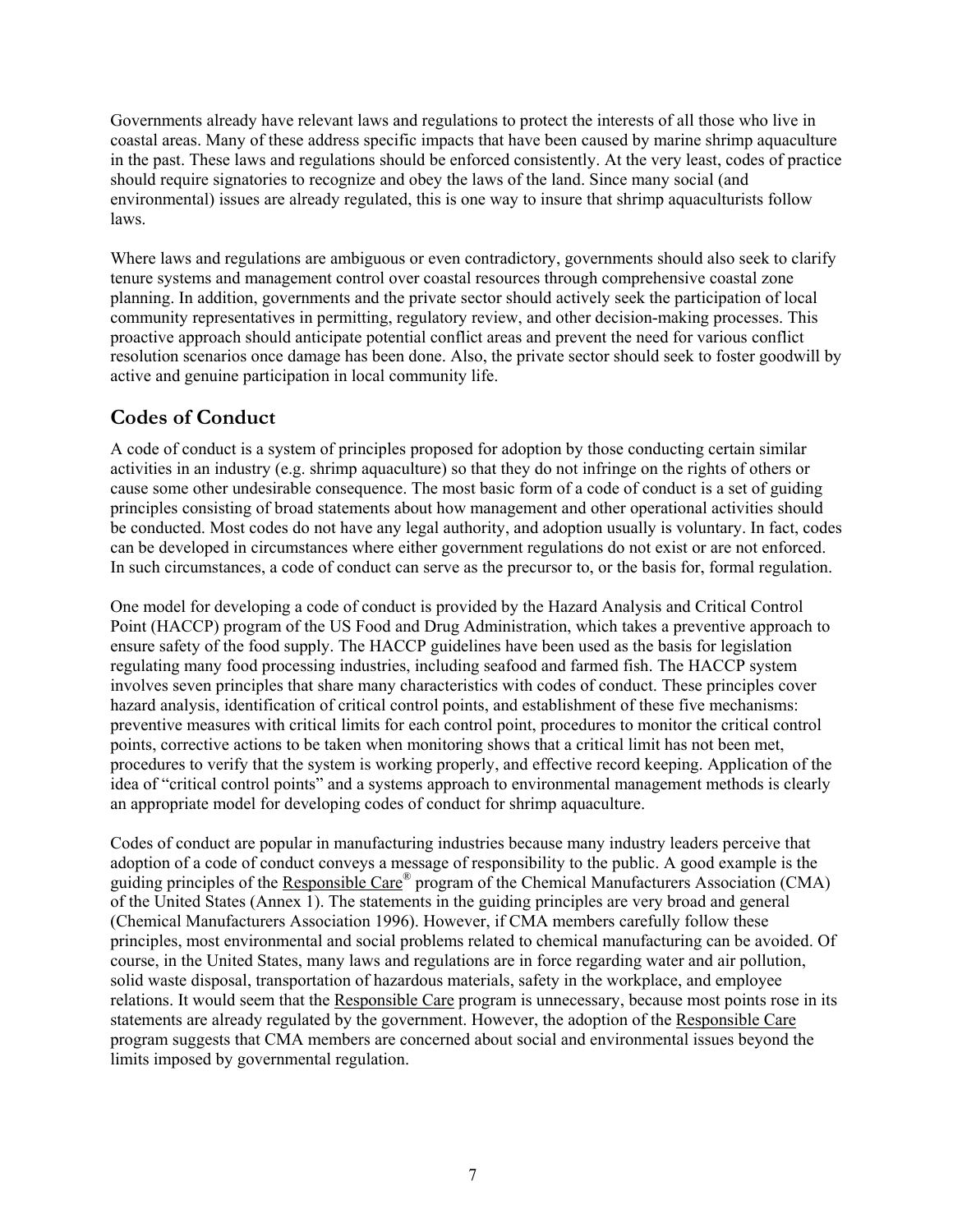Governments already have relevant laws and regulations to protect the interests of all those who live in coastal areas. Many of these address specific impacts that have been caused by marine shrimp aquaculture in the past. These laws and regulations should be enforced consistently. At the very least, codes of practice should require signatories to recognize and obey the laws of the land. Since many social (and environmental) issues are already regulated, this is one way to insure that shrimp aquaculturists follow laws.

Where laws and regulations are ambiguous or even contradictory, governments should also seek to clarify tenure systems and management control over coastal resources through comprehensive coastal zone planning. In addition, governments and the private sector should actively seek the participation of local community representatives in permitting, regulatory review, and other decision-making processes. This proactive approach should anticipate potential conflict areas and prevent the need for various conflict resolution scenarios once damage has been done. Also, the private sector should seek to foster goodwill by active and genuine participation in local community life.

## Codes of Conduct

A code of conduct is a system of principles proposed for adoption by those conducting certain similar activities in an industry (e.g. shrimp aquaculture) so that they do not infringe on the rights of others or cause some other undesirable consequence. The most basic form of a code of conduct is a set of guiding principles consisting of broad statements about how management and other operational activities should be conducted. Most codes do not have any legal authority, and adoption usually is voluntary. In fact, codes can be developed in circumstances where either government regulations do not exist or are not enforced. In such circumstances, a code of conduct can serve as the precursor to, or the basis for, formal regulation.

One model for developing a code of conduct is provided by the Hazard Analysis and Critical Control Point (HACCP) program of the US Food and Drug Administration, which takes a preventive approach to ensure safety of the food supply. The HACCP guidelines have been used as the basis for legislation regulating many food processing industries, including seafood and farmed fish. The HACCP system involves seven principles that share many characteristics with codes of conduct. These principles cover hazard analysis, identification of critical control points, and establishment of these five mechanisms: preventive measures with critical limits for each control point, procedures to monitor the critical control points, corrective actions to be taken when monitoring shows that a critical limit has not been met, procedures to verify that the system is working properly, and effective record keeping. Application of the idea of "critical control points" and a systems approach to environmental management methods is clearly an appropriate model for developing codes of conduct for shrimp aquaculture.

Codes of conduct are popular in manufacturing industries because many industry leaders perceive that adoption of a code of conduct conveys a message of responsibility to the public. A good example is the guiding principles of the Responsible Care® program of the Chemical Manufacturers Association (CMA) of the United States (Annex 1). The statements in the guiding principles are very broad and general (Chemical Manufacturers Association 1996). However, if CMA members carefully follow these principles, most environmental and social problems related to chemical manufacturing can be avoided. Of course, in the United States, many laws and regulations are in force regarding water and air pollution, solid waste disposal, transportation of hazardous materials, safety in the workplace, and employee relations. It would seem that the Responsible Care program is unnecessary, because most points rose in its statements are already regulated by the government. However, the adoption of the Responsible Care program suggests that CMA members are concerned about social and environmental issues beyond the limits imposed by governmental regulation.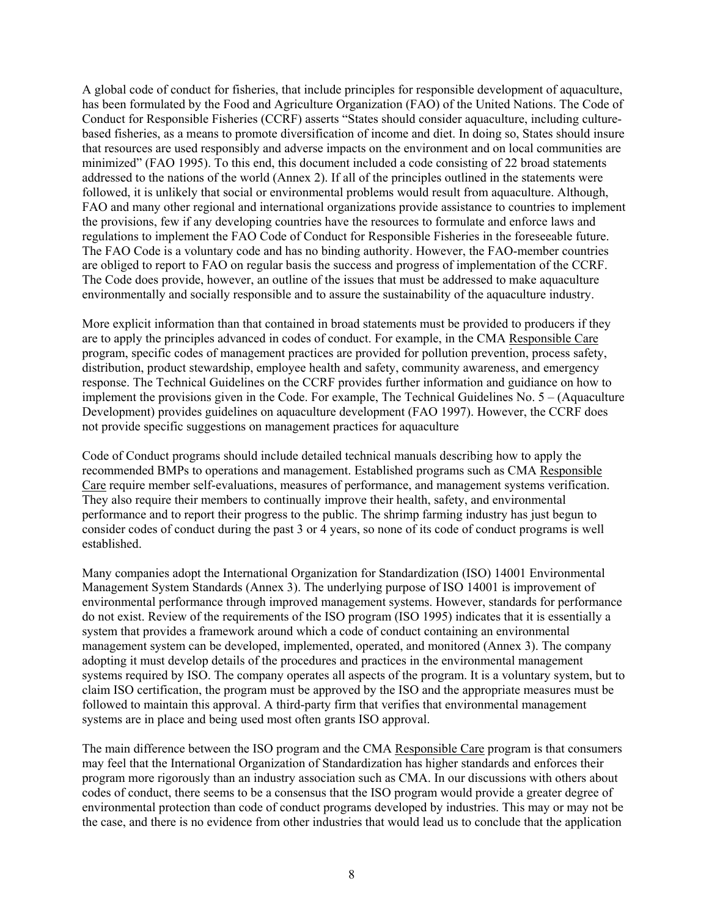A global code of conduct for fisheries, that include principles for responsible development of aquaculture, has been formulated by the Food and Agriculture Organization (FAO) of the United Nations. The Code of Conduct for Responsible Fisheries (CCRF) asserts "States should consider aquaculture, including culture-based fisheries, as a means to promote diversification of income and diet. In doing so, States should insure that resources are used responsibly and adverse impacts on the environment and on local communities are minimized" (FAO 1995). To this end, this document included a code consisting of 22 broad statements addressed to the nations of the world (Annex 2). If all of the principles outlined in the statements were followed, it is unlikely that social or environmental problems would result from aquaculture. Although, FAO and many other regional and international organizations provide assistance to countries to implement the provisions, few if any developing countries have the resources to formulate and enforce laws and regulations to implement the FAO Code of Conduct for Responsible Fisheries in the foreseeable future. The FAO Code is a voluntary code and has no binding authority. However, the FAO-member countries are obliged to report to FAO on regular basis the success and progress of implementation of the CCRF. The Code does provide, however, an outline of the issues that must be addressed to make aquaculture environmentally and socially responsible and to assure the sustainability of the aquaculture industry.

More explicit information than that contained in broad statements must be provided to producers if they are to apply the principles advanced in codes of conduct. For example, in the CMA Responsible Care program, specific codes of management practices are provided for pollution prevention, process safety, distribution, product stewardship, employee health and safety, community awareness, and emergency response. The Technical Guidelines on the CCRF provides further information and guidance on how to implement the provisions given in the Code. For example, The Technical Guidelines No. 5 – (Aquaculture Development) provides guidelines on aquaculture development (FAO 1997). However, the CCRF does not provide specific suggestions on management practices for aquaculture

Code of Conduct programs should include detailed technical manuals describing how to apply the recommended BMPs to operations and management. Established programs such as CMA Responsible Care require member self-evaluations, measures of performance, and management systems verification. They also require their members to continually improve their health, safety, and environmental performance and to report their progress to the public. The shrimp farming industry has just begun to consider codes of conduct during the past 3 or 4 years, so none of its code of conduct programs is well established.

Many companies adopt the International Organization for Standardization (ISO) 14001 Environmental Management System Standards (Annex 3). The underlying purpose of ISO 14001 is improvement of environmental performance through improved management systems. However, standards for performance do not exist. Review of the requirements of the ISO program (ISO 1995) indicates that it is essentially a system that provides a framework around which a code of conduct containing an environmental management system can be developed, implemented, operated, and monitored (Annex 3). The company adopting it must develop details of the procedures and practices in the environmental management systems required by ISO. The company operates all aspects of the program. It is a voluntary system, but to claim ISO certification, the program must be approved by the ISO and the appropriate measures must be followed to maintain this approval. A third-party firm that verifies that environmental management systems are in place and being used most often grants ISO approval.

The main difference between the ISO program and the CMA Responsible Care program is that consumers may feel that the International Organization of Standardization has higher standards and enforces their program more rigorously than an industry association such as CMA. In our discussions with others about codes of conduct, there seems to be a consensus that the ISO program would provide a greater degree of environmental protection than code of conduct programs developed by industries. This may or may not be the case, and there is no evidence from other industries that would lead us to conclude that the application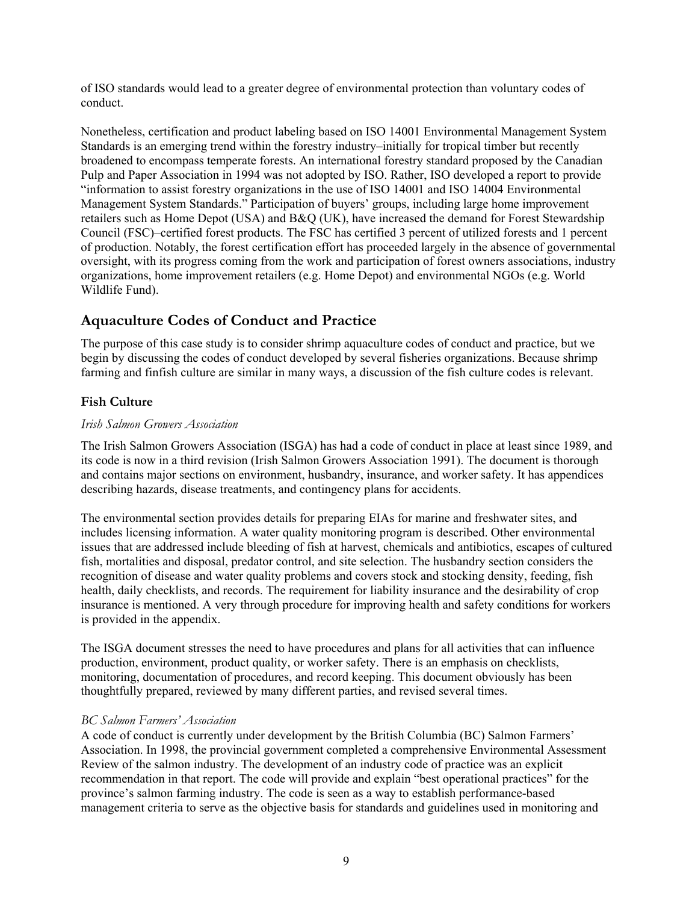of ISO standards would lead to a greater degree of environmental protection than voluntary codes of conduct.

Nonetheless, certification and product labeling based on ISO 14001 Environmental Management System Standards is an emerging trend within the forestry industry–initially for tropical timber but recently broadened to encompass temperate forests. An international forestry standard proposed by the Canadian Pulp and Paper Association in 1994 was not adopted by ISO. Rather, ISO developed a report to provide "information to assist forestry organizations in the use of ISO 14001 and ISO 14004 Environmental Management System Standards." Participation of buyers' groups, including large home improvement retailers such as Home Depot (USA) and B&Q (UK), have increased the demand for Forest Stewardship Council (FSC)–certified forest products. The FSC has certified 3 percent of utilized forests and 1 percent of production. Notably, the forest certification effort has proceeded largely in the absence of governmental oversight, with its progress coming from the work and participation of forest owners associations, industry organizations, home improvement retailers (e.g. Home Depot) and environmental NGOs (e.g. World Wildlife Fund).

## Aquaculture Codes of Conduct and Practice

The purpose of this case study is to consider shrimp aquaculture codes of conduct and practice, but we begin by discussing the codes of conduct developed by several fisheries organizations. Because shrimp farming and finfish culture are similar in many ways, a discussion of the fish culture codes is relevant.

### Fish Culture

*Irish Salmon Growers Association*

The Irish Salmon Growers Association (ISGA) has had a code of conduct in place at least since 1989, and its code is now in a third revision (Irish Salmon Growers Association 1991). The document is thorough and contains major sections on environment, husbandry, insurance, and worker safety. It has appendices describing hazards, disease treatments, and contingency plans for accidents.

The environmental section provides details for preparing EIAs for marine and freshwater sites, and includes licensing information. A water quality monitoring program is described. Other environmental issues that are addressed include bleeding of fish at harvest, chemicals and antibiotics, escapes of cultured fish, mortalities and disposal, predator control, and site selection. The husbandry section considers the recognition of disease and water quality problems and covers stock and stocking density, feeding, fish health, daily checklists, and records. The requirement for liability insurance and the desirability of crop insurance is mentioned. A very through procedure for improving health and safety conditions for workers is provided in the appendix.

The ISGA document stresses the need to have procedures and plans for all activities that can influence production, environment, product quality, or worker safety. There is an emphasis on checklists, monitoring, documentation of procedures, and record keeping. This document obviously has been thoughtfully prepared, reviewed by many different parties, and revised several times.

*BC Salmon Farmers' Association*

A code of conduct is currently under development by the British Columbia (BC) Salmon Farmers' Association. In 1998, the provincial government completed a comprehensive Environmental Assessment Review of the salmon industry. The development of an industry code of practice was an explicit recommendation in that report. The code will provide and explain "best operational practices" for the province's salmon farming industry. The code is seen as a way to establish performance-based management criteria to serve as the objective basis for standards and guidelines used in monitoring and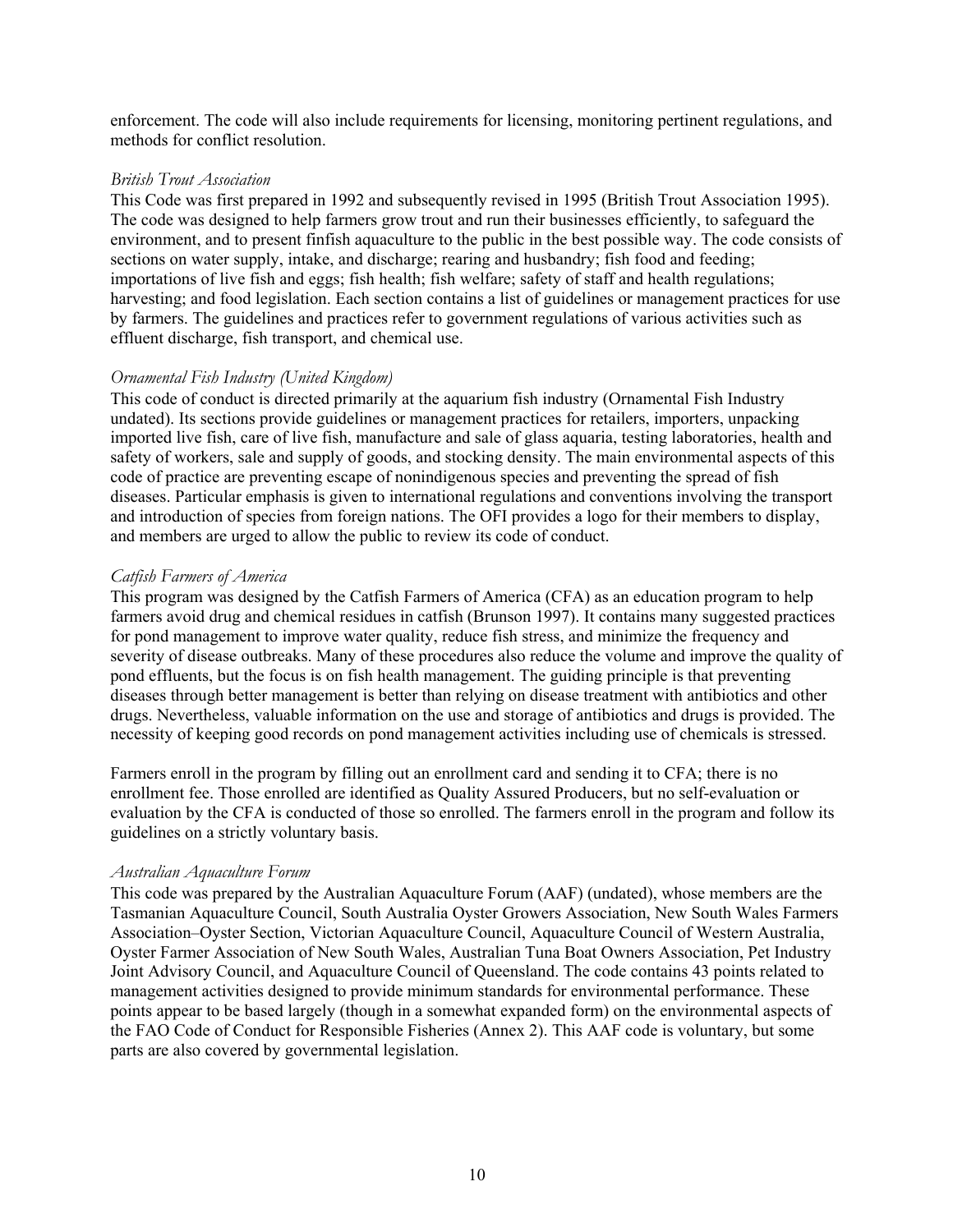enforcement. The code will also include requirements for licensing, monitoring pertinent regulations, and methods for conflict resolution.

*British Trout Association*

This Code was first prepared in 1992 and subsequently revised in 1995 (British Trout Association 1995). The code was designed to help farmers grow trout and run their businesses efficiently, to safeguard the environment, and to present finfish aquaculture to the public in the best possible way. The code consists of sections on water supply, intake, and discharge; rearing and husbandry; fish food and feeding; importations of live fish and eggs; fish health; fish welfare; safety of staff and health regulations; harvesting; and food legislation. Each section contains a list of guidelines or management practices for use by farmers. The guidelines and practices refer to government regulations of various activities such as effluent discharge, fish transport, and chemical use.

*Ornamental Fish Industry (United Kingdom)*

This code of conduct is directed primarily at the aquarium fish industry (Ornamental Fish Industry undated). Its sections provide guidelines or management practices for retailers, importers, unpacking imported live fish, care of live fish, manufacture and sale of glass aquaria, testing laboratories, health and safety of workers, sale and supply of goods, and stocking density. The main environmental aspects of this code of practice are preventing escape of nonindigenous species and preventing the spread of fish diseases. Particular emphasis is given to international regulations and conventions involving the transport and introduction of species from foreign nations. The OFI provides a logo for their members to display, and members are urged to allow the public to review its code of conduct.

*Catfish Farmers of America*

This program was designed by the Catfish Farmers of America (CFA) as an education program to help farmers avoid drug and chemical residues in catfish (Brunson 1997). It contains many suggested practices for pond management to improve water quality, reduce fish stress, and minimize the frequency and severity of disease outbreaks. Many of these procedures also reduce the volume and improve the quality of pond effluents, but the focus is on fish health management. The guiding principle is that preventing diseases through better management is better than relying on disease treatment with antibiotics and other drugs. Nevertheless, valuable information on the use and storage of antibiotics and drugs is provided. The necessity of keeping good records on pond management activities including use of chemicals is stressed.

Farmers enroll in the program by filling out an enrollment card and sending it to CFA; there is no enrollment fee. Those enrolled are identified as Quality Assured Producers, but no self-evaluation or evaluation by the CFA is conducted of those so enrolled. The farmers enroll in the program and follow its guidelines on a strictly voluntary basis.

*Australian Aquaculture Forum*

This code was prepared by the Australian Aquaculture Forum (AAF) (undated), whose members are the Tasmanian Aquaculture Council, South Australia Oyster Growers Association, New South Wales Farmers Association–Oyster Section, Victorian Aquaculture Council, Aquaculture Council of Western Australia, Oyster Farmer Association of New South Wales, Australian Tuna Boat Owners Association, Pet Industry Joint Advisory Council, and Aquaculture Council of Queensland. The code contains 43 points related to management activities designed to provide minimum standards for environmental performance. These points appear to be based largely (though in a somewhat expanded form) on the environmental aspects of the FAO Code of Conduct for Responsible Fisheries (Annex 2). This AAF code is voluntary, but some parts are also covered by governmental legislation.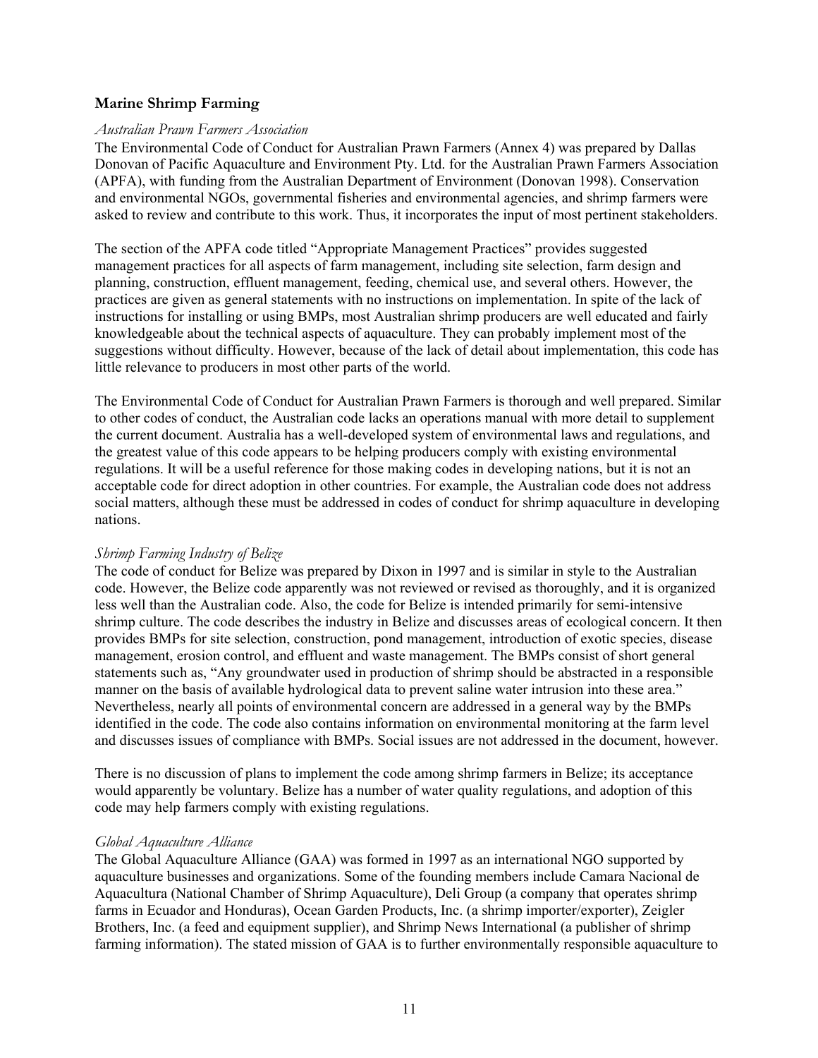### Marine Shrimp Farming

*Australian Prawn Farmers Association*

The Environmental Code of Conduct for Australian Prawn Farmers (Annex 4) was prepared by Dallas Donovan of Pacific Aquaculture and Environment Pty. Ltd. for the Australian Prawn Farmers Association (APFA), with funding from the Australian Department of Environment (Donovan 1998). Conservation and environmental NGOs, governmental fisheries and environmental agencies, and shrimp farmers were asked to review and contribute to this work. Thus, it incorporates the input of most pertinent stakeholders.

The section of the APFA code titled "Appropriate Management Practices" provides suggested management practices for all aspects of farm management, including site selection, farm design and planning, construction, effluent management, feeding, chemical use, and several others. However, the practices are given as general statements with no instructions on implementation. In spite of the lack of instructions for installing or using BMPs, most Australian shrimp producers are well educated and fairly knowledgeable about the technical aspects of aquaculture. They can probably implement most of the suggestions without difficulty. However, because of the lack of detail about implementation, this code has little relevance to producers in most other parts of the world.

The Environmental Code of Conduct for Australian Prawn Farmers is thorough and well prepared. Similar to other codes of conduct, the Australian code lacks an operations manual with more detail to supplement the current document. Australia has a well-developed system of environmental laws and regulations, and the greatest value of this code appears to be helping producers comply with existing environmental regulations. It will be a useful reference for those making codes in developing nations, but it is not an acceptable code for direct adoption in other countries. For example, the Australian code does not address social matters, although these must be addressed in codes of conduct for shrimp aquaculture in developing nations.

*Shrimp Farming Industry of Belize*

The code of conduct for Belize was prepared by Dixon in 1997 and is similar in style to the Australian code. However, the Belize code apparently was not reviewed or revised as thoroughly, and it is organized less well than the Australian code. Also, the code for Belize is intended primarily for semi-intensive shrimp culture. The code describes the industry in Belize and discusses areas of ecological concern. It then provides BMPs for site selection, construction, pond management, introduction of exotic species, disease management, erosion control, and effluent and waste management. The BMPs consist of short general statements such as, "Any groundwater used in production of shrimp should be abstracted in a responsible manner on the basis of available hydrological data to prevent saline water intrusion into these area." Nevertheless, nearly all points of environmental concern are addressed in a general way by the BMPs identified in the code. The code also contains information on environmental monitoring at the farm level and discusses issues of compliance with BMPs. Social issues are not addressed in the document, however.

There is no discussion of plans to implement the code among shrimp farmers in Belize; its acceptance would apparently be voluntary. Belize has a number of water quality regulations, and adoption of this code may help farmers comply with existing regulations.

*Global Aquaculture Alliance*

The Global Aquaculture Alliance (GAA) was formed in 1997 as an international NGO supported by aquaculture businesses and organizations. Some of the founding members include Camara Nacional de Aquacultura (National Chamber of Shrimp Aquaculture), Deli Group (a company that operates shrimp farms in Ecuador and Honduras), Ocean Garden Products, Inc. (a shrimp importer/exporter), Zeigler Brothers, Inc. (a feed and equipment supplier), and Shrimp News International (a publisher of shrimp farming information). The stated mission of GAA is to further environmentally responsible aquaculture to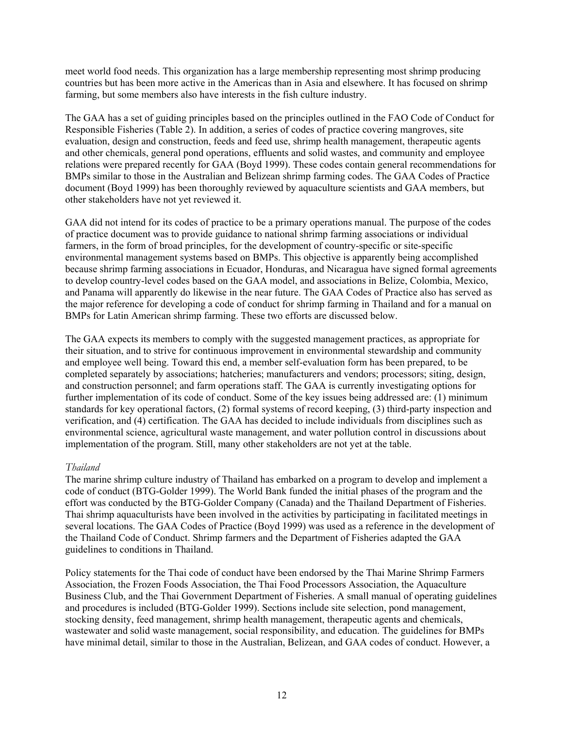meet world food needs. This organization has a large membership representing most shrimp producing countries but has been more active in the Americas than in Asia and elsewhere. It has focused on shrimp farming, but some members also have interests in the fish culture industry.

The GAA has a set of guiding principles based on the principles outlined in the FAO Code of Conduct for Responsible Fisheries (Table 2). In addition, a series of codes of practice covering mangroves, site evaluation, design and construction, feeds and feed use, shrimp health management, therapeutic agents and other chemicals, general pond operations, effluents and solid wastes, and community and employee relations were prepared recently for GAA (Boyd 1999). These codes contain general recommendations for BMPs similar to those in the Australian and Belizean shrimp farming codes. The GAA Codes of Practice document (Boyd 1999) has been thoroughly reviewed by aquaculture scientists and GAA members, but other stakeholders have not yet reviewed it.

GAA did not intend for its codes of practice to be a primary operations manual. The purpose of the codes of practice document was to provide guidance to national shrimp farming associations or individual farmers, in the form of broad principles, for the development of country-specific or site-specific environmental management systems based on BMPs. This objective is apparently being accomplished because shrimp farming associations in Ecuador, Honduras, and Nicaragua have signed formal agreements to develop country-level codes based on the GAA model, and associations in Belize, Colombia, Mexico, and Panama will apparently do likewise in the near future. The GAA Codes of Practice also has served as the major reference for developing a code of conduct for shrimp farming in Thailand and for a manual on BMPs for Latin American shrimp farming. These two efforts are discussed below.

The GAA expects its members to comply with the suggested management practices, as appropriate for their situation, and to strive for continuous improvement in environmental stewardship and community and employee well being. Toward this end, a member self-evaluation form has been prepared, to be completed separately by associations; hatcheries; manufacturers and vendors; processors; siting, design, and construction personnel; and farm operations staff. The GAA is currently investigating options for further implementation of its code of conduct. Some of the key issues being addressed are: (1) minimum standards for key operational factors, (2) formal systems of record keeping, (3) third-party inspection and verification, and (4) certification. The GAA has decided to include individuals from disciplines such as environmental science, agricultural waste management, and water pollution control in discussions about implementation of the program. Still, many other stakeholders are not yet at the table.

*Thailand*

The marine shrimp culture industry of Thailand has embarked on a program to develop and implement a code of conduct (BTG-Golder 1999). The World Bank funded the initial phases of the program and the effort was conducted by the BTG-Golder Company (Canada) and the Thailand Department of Fisheries. Thai shrimp aquaculturists have been involved in the activities by participating in facilitated meetings in several locations. The GAA Codes of Practice (Boyd 1999) was used as a reference in the development of the Thailand Code of Conduct. Shrimp farmers and the Department of Fisheries adapted the GAA guidelines to conditions in Thailand.

Policy statements for the Thai code of conduct have been endorsed by the Thai Marine Shrimp Farmers Association, the Frozen Foods Association, the Thai Food Processors Association, the Aquaculture Business Club, and the Thai Government Department of Fisheries. A small manual of operating guidelines and procedures is included (BTG-Golder 1999). Sections include site selection, pond management, stocking density, feed management, shrimp health management, therapeutic agents and chemicals, wastewater and solid waste management, social responsibility, and education. The guidelines for BMPs have minimal detail, similar to those in the Australian, Belizean, and GAA codes of conduct. However, a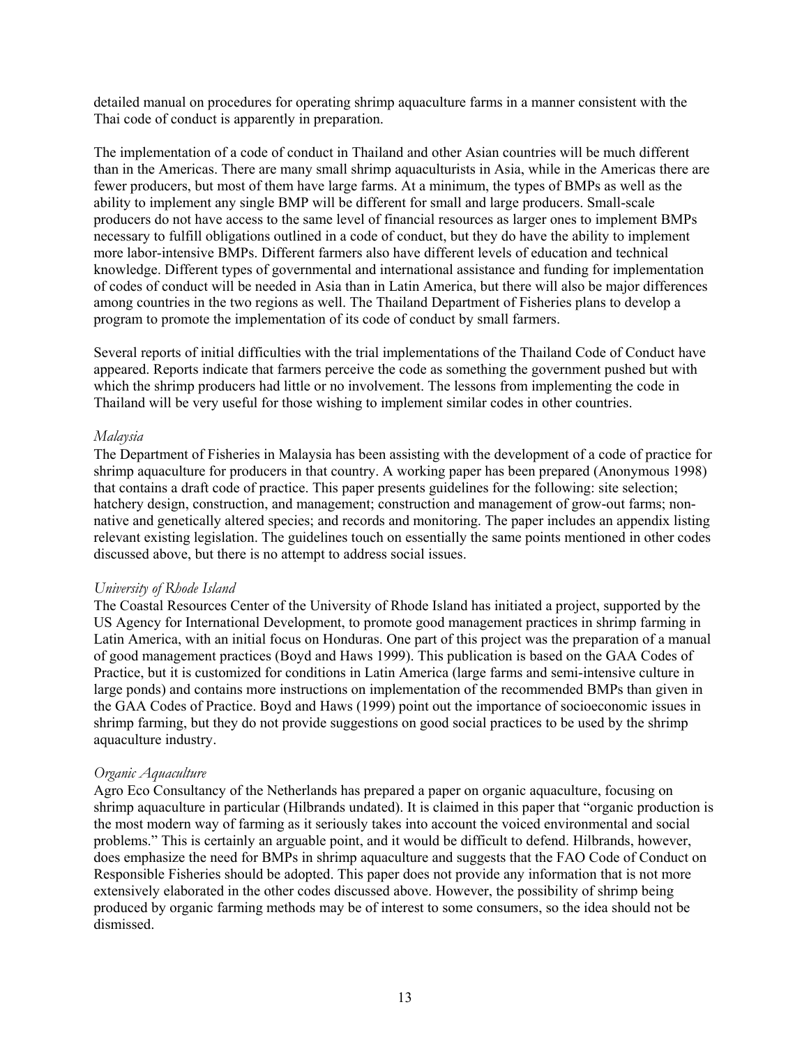detailed manual on procedures for operating shrimp aquaculture farms in a manner consistent with the Thai code of conduct is apparently in preparation.

The implementation of a code of conduct in Thailand and other Asian countries will be much different than in the Americas. There are many small shrimp aquaculturists in Asia, while in the Americas there are fewer producers, but most of them have large farms. At a minimum, the types of BMPs as well as the ability to implement any single BMP will be different for small and large producers. Small-scale producers do not have access to the same level of financial resources as larger ones to implement BMPs necessary to fulfill obligations outlined in a code of conduct, but they do have the ability to implement more labor-intensive BMPs. Different farmers also have different levels of education and technical knowledge. Different types of governmental and international assistance and funding for implementation of codes of conduct will be needed in Asia than in Latin America, but there will also be major differences among countries in the two regions as well. The Thailand Department of Fisheries plans to develop a program to promote the implementation of its code of conduct by small farmers.

Several reports of initial difficulties with the trial implementations of the Thailand Code of Conduct have appeared. Reports indicate that farmers perceive the code as something the government pushed but with which the shrimp producers had little or no involvement. The lessons from implementing the code in Thailand will be very useful for those wishing to implement similar codes in other countries.

*Malaysia*

The Department of Fisheries in Malaysia has been assisting with the development of a code of practice for shrimp aquaculture for producers in that country. A working paper has been prepared (Anonymous 1998) that contains a draft code of practice. This paper presents guidelines for the following: site selection; hatchery design, construction, and management; construction and management of grow-out farms; non-native and genetically altered species; and records and monitoring. The paper includes an appendix listing relevant existing legislation. The guidelines touch on essentially the same points mentioned in other codes discussed above, but there is no attempt to address social issues.

*University of Rhode Island*

The Coastal Resources Center of the University of Rhode Island has initiated a project, supported by the US Agency for International Development, to promote good management practices in shrimp farming in Latin America, with an initial focus on Honduras. One part of this project was the preparation of a manual of good management practices (Boyd and Haws 1999). This publication is based on the GAA Codes of Practice, but it is customized for conditions in Latin America (large farms and semi-intensive culture in large ponds) and contains more instructions on implementation of the recommended BMPs than given in the GAA Codes of Practice. Boyd and Haws (1999) point out the importance of socioeconomic issues in shrimp farming, but they do not provide suggestions on good social practices to be used by the shrimp aquaculture industry.

*Organic Aquaculture*

Agro Eco Consultancy of the Netherlands has prepared a paper on organic aquaculture, focusing on shrimp aquaculture in particular (Hilbrands undated). It is claimed in this paper that "organic production is the most modern way of farming as it seriously takes into account the voiced environmental and social problems." This is certainly an arguable point, and it would be difficult to defend. Hilbrands, however, does emphasize the need for BMPs in shrimp aquaculture and suggests that the FAO Code of Conduct on Responsible Fisheries should be adopted. This paper does not provide any information that is not more extensively elaborated in the other codes discussed above. However, the possibility of shrimp being produced by organic farming methods may be of interest to some consumers, so the idea should not be dismissed.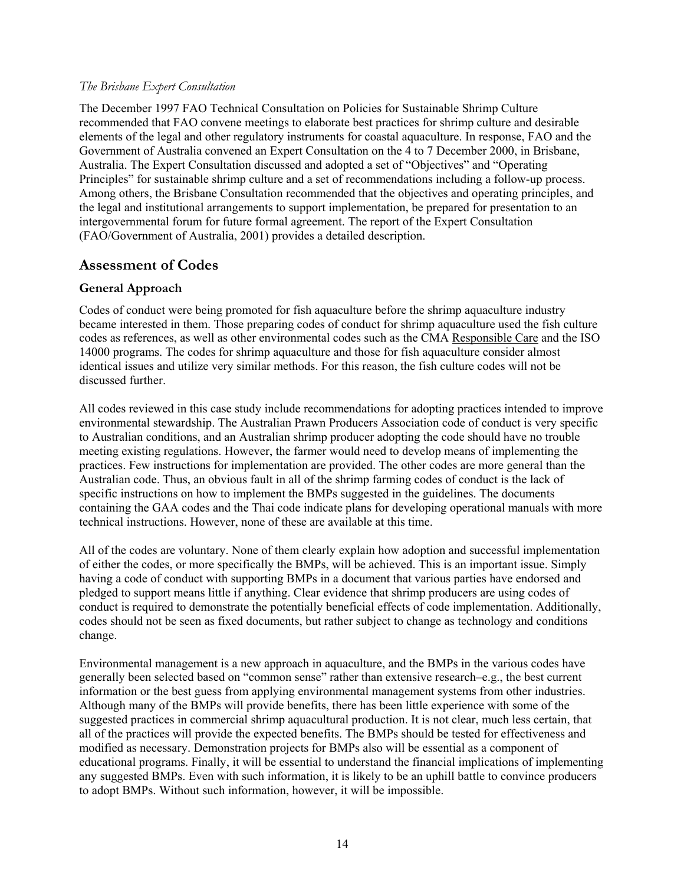*The Brisbane Expert Consultation*

The December 1997 FAO Technical Consultation on Policies for Sustainable Shrimp Culture recommended that FAO convene meetings to elaborate best practices for shrimp culture and desirable elements of the legal and other regulatory instruments for coastal aquaculture. In response, FAO and the Government of Australia convened an Expert Consultation on the 4 to 7 December 2000, in Brisbane, Australia. The Expert Consultation discussed and adopted a set of "Objectives" and "Operating Principles" for sustainable shrimp culture and a set of recommendations including a follow-up process. Among others, the Brisbane Consultation recommended that the objectives and operating principles, and the legal and institutional arrangements to support implementation, be prepared for presentation to an intergovernmental forum for future formal agreement. The report of the Expert Consultation (FAO/Government of Australia, 2001) provides a detailed description.

## Assessment of Codes

### General Approach

Codes of conduct were being promoted for fish aquaculture before the shrimp aquaculture industry became interested in them. Those preparing codes of conduct for shrimp aquaculture used the fish culture codes as references, as well as other environmental codes such as the CMA Responsible Care and the ISO 14000 programs. The codes for shrimp aquaculture and those for fish aquaculture consider almost identical issues and utilize very similar methods. For this reason, the fish culture codes will not be discussed further.

All codes reviewed in this case study include recommendations for adopting practices intended to improve environmental stewardship. The Australian Prawn Producers Association code of conduct is very specific to Australian conditions, and an Australian shrimp producer adopting the code should have no trouble meeting existing regulations. However, the farmer would need to develop means of implementing the practices. Few instructions for implementation are provided. The other codes are more general than the Australian code. Thus, an obvious fault in all of the shrimp farming codes of conduct is the lack of specific instructions on how to implement the BMPs suggested in the guidelines. The documents containing the GAA codes and the Thai code indicate plans for developing operational manuals with more technical instructions. However, none of these are available at this time.

All of the codes are voluntary. None of them clearly explain how adoption and successful implementation of either the codes, or more specifically the BMPs, will be achieved. This is an important issue. Simply having a code of conduct with supporting BMPs in a document that various parties have endorsed and pledged to support means little if anything. Clear evidence that shrimp producers are using codes of conduct is required to demonstrate the potentially beneficial effects of code implementation. Additionally, codes should not be seen as fixed documents, but rather subject to change as technology and conditions change.

Environmental management is a new approach in aquaculture, and the BMPs in the various codes have generally been selected based on "common sense" rather than extensive research–e.g., the best current information or the best guess from applying environmental management systems from other industries. Although many of the BMPs will provide benefits, there has been little experience with some of the suggested practices in commercial shrimp aquacultural production. It is not clear, much less certain, that all of the practices will provide the expected benefits. The BMPs should be tested for effectiveness and modified as necessary. Demonstration projects for BMPs also will be essential as a component of educational programs. Finally, it will be essential to understand the financial implications of implementing any suggested BMPs. Even with such information, it is likely to be an uphill battle to convince producers to adopt BMPs. Without such information, however, it will be impossible.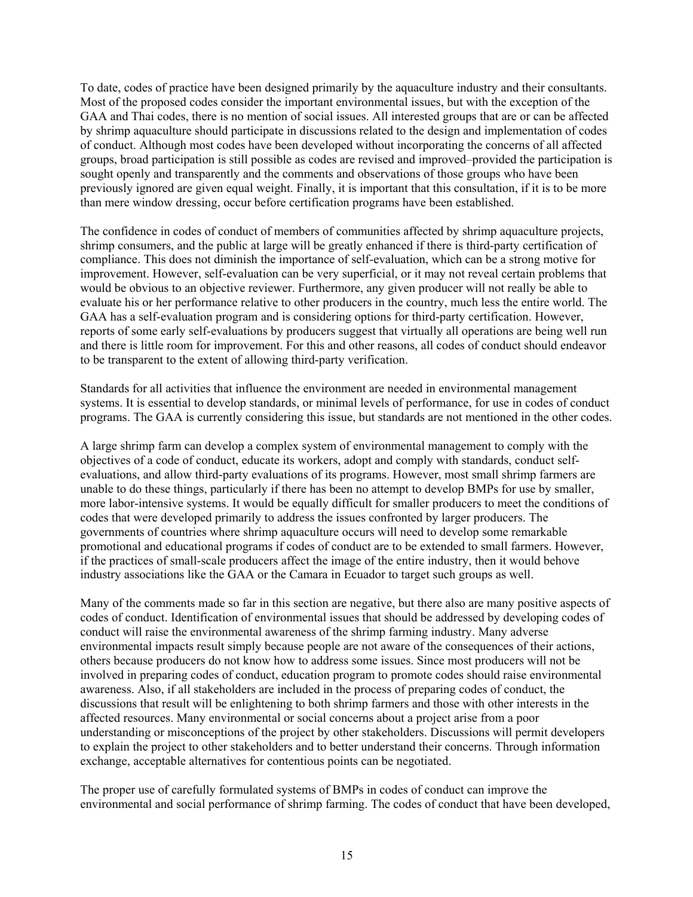To date, codes of practice have been designed primarily by the aquaculture industry and their consultants. Most of the proposed codes consider the important environmental issues, but with the exception of the GAA and Thai codes, there is no mention of social issues. All interested groups that are or can be affected by shrimp aquaculture should participate in discussions related to the design and implementation of codes of conduct. Although most codes have been developed without incorporating the concerns of all affected groups, broad participation is still possible as codes are revised and improved–provided the participation is sought openly and transparently and the comments and observations of those groups who have been previously ignored are given equal weight. Finally, it is important that this consultation, if it is to be more than mere window dressing, occur before certification programs have been established.

The confidence in codes of conduct of members of communities affected by shrimp aquaculture projects, shrimp consumers, and the public at large will be greatly enhanced if there is third-party certification of compliance. This does not diminish the importance of self-evaluation, which can be a strong motive for improvement. However, self-evaluation can be very superficial, or it may not reveal certain problems that would be obvious to an objective reviewer. Furthermore, any given producer will not really be able to evaluate his or her performance relative to other producers in the country, much less the entire world. The GAA has a self-evaluation program and is considering options for third-party certification. However, reports of some early self-evaluations by producers suggest that virtually all operations are being well run and there is little room for improvement. For this and other reasons, all codes of conduct should endeavor to be transparent to the extent of allowing third-party verification.

Standards for all activities that influence the environment are needed in environmental management systems. It is essential to develop standards, or minimal levels of performance, for use in codes of conduct programs. The GAA is currently considering this issue, but standards are not mentioned in the other codes.

A large shrimp farm can develop a complex system of environmental management to comply with the objectives of a code of conduct, educate its workers, adopt and comply with standards, conduct self-evaluations, and allow third-party evaluations of its programs. However, most small shrimp farmers are unable to do these things, particularly if there has been no attempt to develop BMPs for use by smaller, more labor-intensive systems. It would be equally difficult for smaller producers to meet the conditions of codes that were developed primarily to address the issues confronted by larger producers. The governments of countries where shrimp aquaculture occurs will need to develop some remarkable promotional and educational programs if codes of conduct are to be extended to small farmers. However, if the practices of small-scale producers affect the image of the entire industry, then it would behove industry associations like the GAA or the Camara in Ecuador to target such groups as well.

Many of the comments made so far in this section are negative, but there also are many positive aspects of codes of conduct. Identification of environmental issues that should be addressed by developing codes of conduct will raise the environmental awareness of the shrimp farming industry. Many adverse environmental impacts result simply because people are not aware of the consequences of their actions, others because producers do not know how to address some issues. Since most producers will not be involved in preparing codes of conduct, education program to promote codes should raise environmental awareness. Also, if all stakeholders are included in the process of preparing codes of conduct, the discussions that result will be enlightening to both shrimp farmers and those with other interests in the affected resources. Many environmental or social concerns about a project arise from a poor understanding or misconceptions of the project by other stakeholders. Discussions will permit developers to explain the project to other stakeholders and to better understand their concerns. Through information exchange, acceptable alternatives for contentious points can be negotiated.

The proper use of carefully formulated systems of BMPs in codes of conduct can improve the environmental and social performance of shrimp farming. The codes of conduct that have been developed,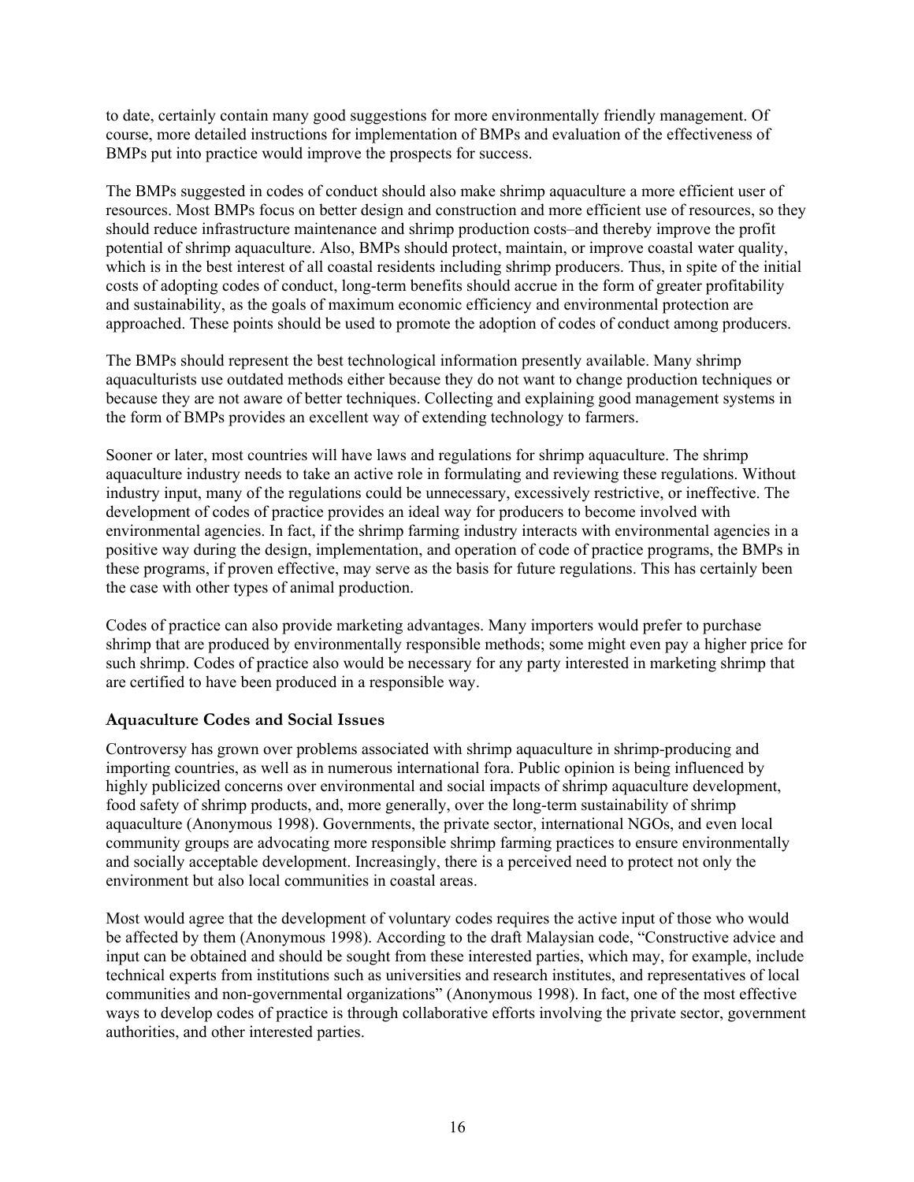to date, certainly contain many good suggestions for more environmentally friendly management. Of course, more detailed instructions for implementation of BMPs and evaluation of the effectiveness of BMPs put into practice would improve the prospects for success.

The BMPs suggested in codes of conduct should also make shrimp aquaculture a more efficient user of resources. Most BMPs focus on better design and construction and more efficient use of resources, so they should reduce infrastructure maintenance and shrimp production costs–and thereby improve the profit potential of shrimp aquaculture. Also, BMPs should protect, maintain, or improve coastal water quality, which is in the best interest of all coastal residents including shrimp producers. Thus, in spite of the initial costs of adopting codes of conduct, long-term benefits should accrue in the form of greater profitability and sustainability, as the goals of maximum economic efficiency and environmental protection are approached. These points should be used to promote the adoption of codes of conduct among producers.

The BMPs should represent the best technological information presently available. Many shrimp aquaculturists use outdated methods either because they do not want to change production techniques or because they are not aware of better techniques. Collecting and explaining good management systems in the form of BMPs provides an excellent way of extending technology to farmers.

Sooner or later, most countries will have laws and regulations for shrimp aquaculture. The shrimp aquaculture industry needs to take an active role in formulating and reviewing these regulations. Without industry input, many of the regulations could be unnecessary, excessively restrictive, or ineffective. The development of codes of practice provides an ideal way for producers to become involved with environmental agencies. In fact, if the shrimp farming industry interacts with environmental agencies in a positive way during the design, implementation, and operation of code of practice programs, the BMPs in these programs, if proven effective, may serve as the basis for future regulations. This has certainly been the case with other types of animal production.

Codes of practice can also provide marketing advantages. Many importers would prefer to purchase shrimp that are produced by environmentally responsible methods; some might even pay a higher price for such shrimp. Codes of practice also would be necessary for any party interested in marketing shrimp that are certified to have been produced in a responsible way.

### Aquaculture Codes and Social Issues

Controversy has grown over problems associated with shrimp aquaculture in shrimp-producing and importing countries, as well as in numerous international fora. Public opinion is being influenced by highly publicized concerns over environmental and social impacts of shrimp aquaculture development, food safety of shrimp products, and, more generally, over the long-term sustainability of shrimp aquaculture (Anonymous 1998). Governments, the private sector, international NGOs, and even local community groups are advocating more responsible shrimp farming practices to ensure environmentally and socially acceptable development. Increasingly, there is a perceived need to protect not only the environment but also local communities in coastal areas.

Most would agree that the development of voluntary codes requires the active input of those who would be affected by them (Anonymous 1998). According to the draft Malaysian code, "Constructive advice and input can be obtained and should be sought from these interested parties, which may, for example, include technical experts from institutions such as universities and research institutes, and representatives of local communities and non-governmental organizations" (Anonymous 1998). In fact, one of the most effective ways to develop codes of practice is through collaborative efforts involving the private sector, government authorities, and other interested parties.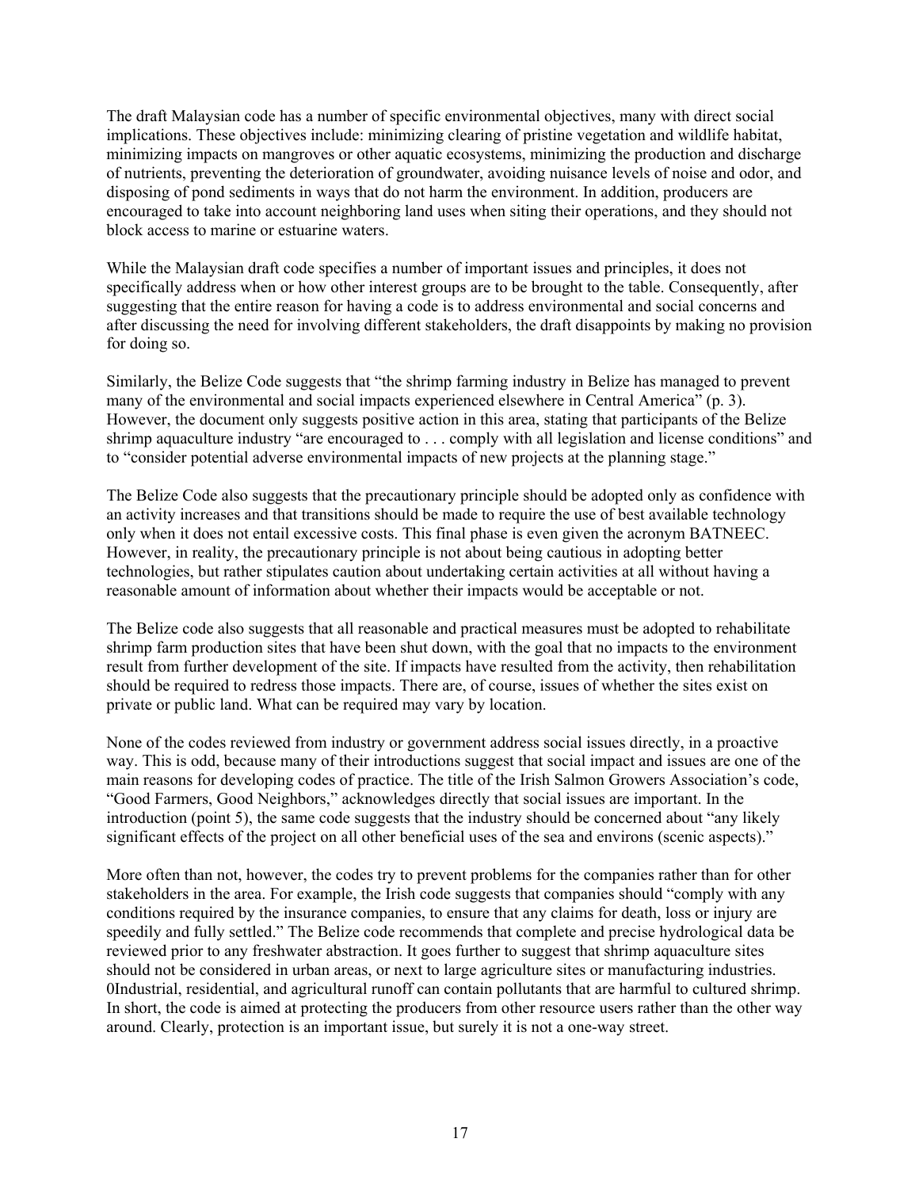The draft Malaysian code has a number of specific environmental objectives, many with direct social implications. These objectives include: minimizing clearing of pristine vegetation and wildlife habitat, minimizing impacts on mangroves or other aquatic ecosystems, minimizing the production and discharge of nutrients, preventing the deterioration of groundwater, avoiding nuisance levels of noise and odor, and disposing of pond sediments in ways that do not harm the environment. In addition, producers are encouraged to take into account neighboring land uses when siting their operations, and they should not block access to marine or estuarine waters.

While the Malaysian draft code specifies a number of important issues and principles, it does not specifically address when or how other interest groups are to be brought to the table. Consequently, after suggesting that the entire reason for having a code is to address environmental and social concerns and after discussing the need for involving different stakeholders, the draft disappoints by making no provision for doing so.

Similarly, the Belize Code suggests that "the shrimp farming industry in Belize has managed to prevent many of the environmental and social impacts experienced elsewhere in Central America" (p. 3). However, the document only suggests positive action in this area, stating that participants of the Belize shrimp aquaculture industry "are encouraged to . . . comply with all legislation and license conditions" and to "consider potential adverse environmental impacts of new projects at the planning stage."

The Belize Code also suggests that the precautionary principle should be adopted only as confidence with an activity increases and that transitions should be made to require the use of best available technology only when it does not entail excessive costs. This final phase is even given the acronym BATNEEC. However, in reality, the precautionary principle is not about being cautious in adopting better technologies, but rather stipulates caution about undertaking certain activities at all without having a reasonable amount of information about whether their impacts would be acceptable or not.

The Belize code also suggests that all reasonable and practical measures must be adopted to rehabilitate shrimp farm production sites that have been shut down, with the goal that no impacts to the environment result from further development of the site. If impacts have resulted from the activity, then rehabilitation should be required to redress those impacts. There are, of course, issues of whether the sites exist on private or public land. What can be required may vary by location.

None of the codes reviewed from industry or government address social issues directly, in a proactive way. This is odd, because many of their introductions suggest that social impact and issues are one of the main reasons for developing codes of practice. The title of the Irish Salmon Growers Association's code, "Good Farmers, Good Neighbors," acknowledges directly that social issues are important. In the introduction (point 5), the same code suggests that the industry should be concerned about "any likely significant effects of the project on all other beneficial uses of the sea and environs (scenic aspects)."

More often than not, however, the codes try to prevent problems for the companies rather than for other stakeholders in the area. For example, the Irish code suggests that companies should "comply with any conditions required by the insurance companies, to ensure that any claims for death, loss or injury are speedily and fully settled." The Belize code recommends that complete and precise hydrological data be reviewed prior to any freshwater abstraction. It goes further to suggest that shrimp aquaculture sites should not be considered in urban areas, or next to large agriculture sites or manufacturing industries. 0Industrial, residential, and agricultural runoff can contain pollutants that are harmful to cultured shrimp. In short, the code is aimed at protecting the producers from other resource users rather than the other way around. Clearly, protection is an important issue, but surely it is not a one-way street.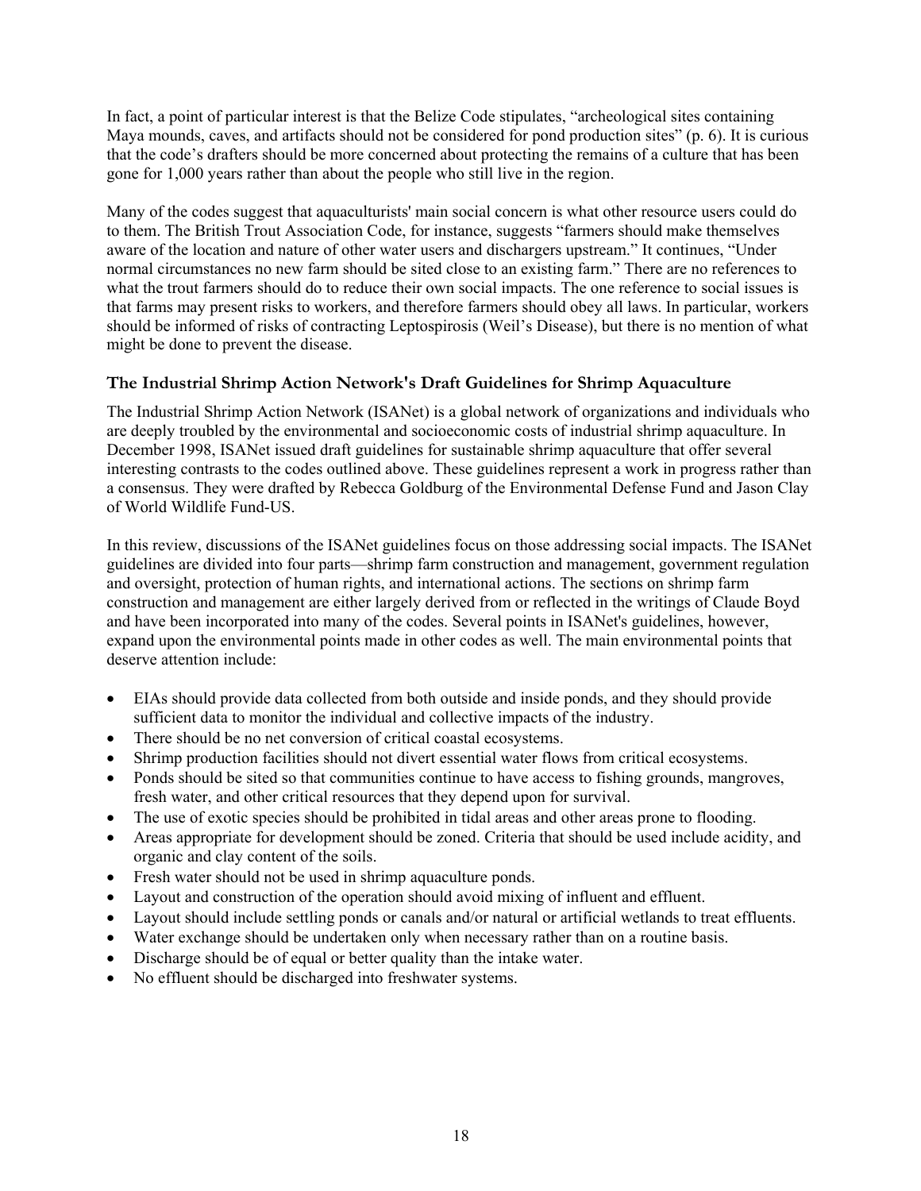In fact, a point of particular interest is that the Belize Code stipulates, "archeological sites containing Maya mounds, caves, and artifacts should not be considered for pond production sites" (p. 6). It is curious that the code's drafters should be more concerned about protecting the remains of a culture that has been gone for 1,000 years rather than about the people who still live in the region.

Many of the codes suggest that aquaculturists' main social concern is what other resource users could do to them. The British Trout Association Code, for instance, suggests "farmers should make themselves aware of the location and nature of other water users and dischargers upstream." It continues, "Under normal circumstances no new farm should be sited close to an existing farm." There are no references to what the trout farmers should do to reduce their own social impacts. The one reference to social issues is that farms may present risks to workers, and therefore farmers should obey all laws. In particular, workers should be informed of risks of contracting Leptospirosis (Weil's Disease), but there is no mention of what might be done to prevent the disease.

### The Industrial Shrimp Action Network's Draft Guidelines for Shrimp Aquaculture

The Industrial Shrimp Action Network (ISANet) is a global network of organizations and individuals who are deeply troubled by the environmental and socioeconomic costs of industrial shrimp aquaculture. In December 1998, ISANet issued draft guidelines for sustainable shrimp aquaculture that offer several interesting contrasts to the codes outlined above. These guidelines represent a work in progress rather than a consensus. They were drafted by Rebecca Goldburg of the Environmental Defense Fund and Jason Clay of World Wildlife Fund-US.

In this review, discussions of the ISANet guidelines focus on those addressing social impacts. The ISANet guidelines are divided into four parts—shrimp farm construction and management, government regulation and oversight, protection of human rights, and international actions. The sections on shrimp farm construction and management are either largely derived from or reflected in the writings of Claude Boyd and have been incorporated into many of the codes. Several points in ISANet's guidelines, however, expand upon the environmental points made in other codes as well. The main environmental points that deserve attention include:

- EIAs should provide data collected from both outside and inside ponds, and they should provide sufficient data to monitor the individual and collective impacts of the industry.
- There should be no net conversion of critical coastal ecosystems.
- Shrimp production facilities should not divert essential water flows from critical ecosystems.
- Ponds should be sited so that communities continue to have access to fishing grounds, mangroves, fresh water, and other critical resources that they depend upon for survival.
- The use of exotic species should be prohibited in tidal areas and other areas prone to flooding.
- Areas appropriate for development should be zoned. Criteria that should be used include acidity, and organic and clay content of the soils.
- Fresh water should not be used in shrimp aquaculture ponds.
- Layout and construction of the operation should avoid mixing of influent and effluent.
- Layout should include settling ponds or canals and/or natural or artificial wetlands to treat effluents.
- Water exchange should be undertaken only when necessary rather than on a routine basis.
- Discharge should be of equal or better quality than the intake water.
- No effluent should be discharged into freshwater systems.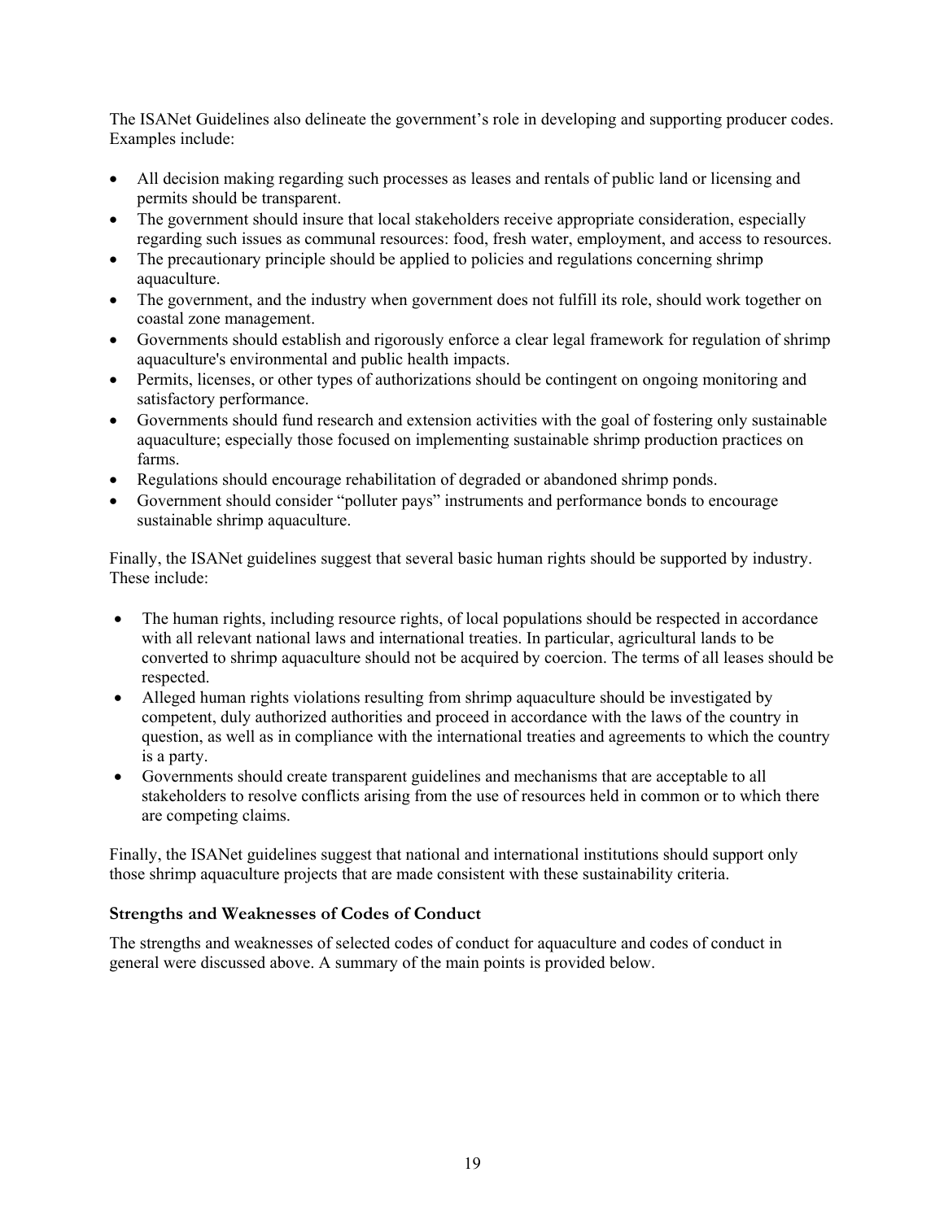The ISANet Guidelines also delineate the government's role in developing and supporting producer codes. Examples include:

- All decision making regarding such processes as leases and rentals of public land or licensing and permits should be transparent.
- The government should insure that local stakeholders receive appropriate consideration, especially regarding such issues as communal resources: food, fresh water, employment, and access to resources.
- The precautionary principle should be applied to policies and regulations concerning shrimp aquaculture.
- The government, and the industry when government does not fulfill its role, should work together on coastal zone management.
- Governments should establish and rigorously enforce a clear legal framework for regulation of shrimp aquaculture's environmental and public health impacts.
- Permits, licenses, or other types of authorizations should be contingent on ongoing monitoring and satisfactory performance.
- Governments should fund research and extension activities with the goal of fostering only sustainable aquaculture; especially those focused on implementing sustainable shrimp production practices on farms.
- Regulations should encourage rehabilitation of degraded or abandoned shrimp ponds.
- Government should consider "polluter pays" instruments and performance bonds to encourage sustainable shrimp aquaculture.

Finally, the ISANet guidelines suggest that several basic human rights should be supported by industry. These include:

- The human rights, including resource rights, of local populations should be respected in accordance with all relevant national laws and international treaties. In particular, agricultural lands to be converted to shrimp aquaculture should not be acquired by coercion. The terms of all leases should be respected.
- Alleged human rights violations resulting from shrimp aquaculture should be investigated by competent, duly authorized authorities and proceed in accordance with the laws of the country in question, as well as in compliance with the international treaties and agreements to which the country is a party.
- Governments should create transparent guidelines and mechanisms that are acceptable to all stakeholders to resolve conflicts arising from the use of resources held in common or to which there are competing claims.

Finally, the ISANet guidelines suggest that national and international institutions should support only those shrimp aquaculture projects that are made consistent with these sustainability criteria.

### Strengths and Weaknesses of Codes of Conduct

The strengths and weaknesses of selected codes of conduct for aquaculture and codes of conduct in general were discussed above. A summary of the main points is provided below.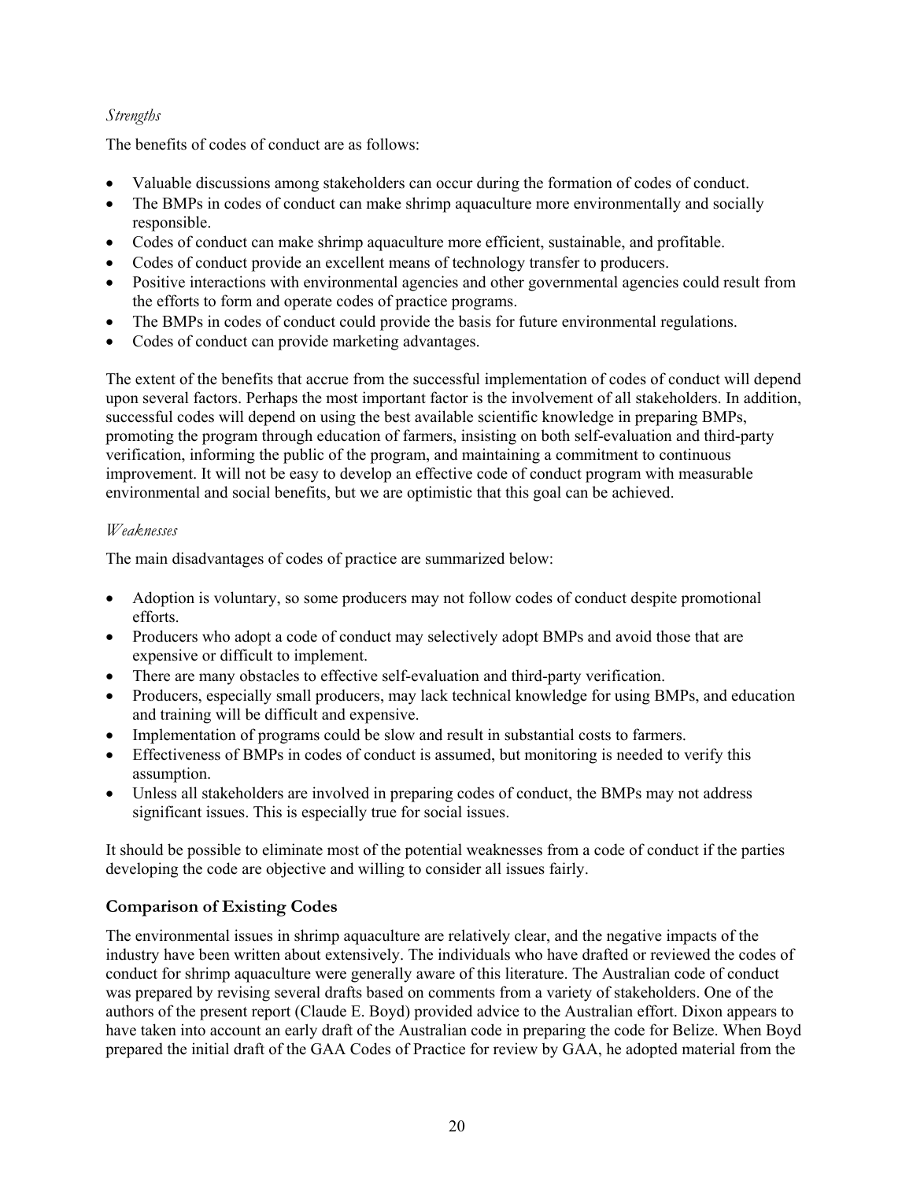*Strengths*

The benefits of codes of conduct are as follows:

- Valuable discussions among stakeholders can occur during the formation of codes of conduct.
- The BMPs in codes of conduct can make shrimp aquaculture more environmentally and socially responsible.
- Codes of conduct can make shrimp aquaculture more efficient, sustainable, and profitable.
- Codes of conduct provide an excellent means of technology transfer to producers.
- Positive interactions with environmental agencies and other governmental agencies could result from the efforts to form and operate codes of practice programs.
- The BMPs in codes of conduct could provide the basis for future environmental regulations.
- Codes of conduct can provide marketing advantages.

The extent of the benefits that accrue from the successful implementation of codes of conduct will depend upon several factors. Perhaps the most important factor is the involvement of all stakeholders. In addition, successful codes will depend on using the best available scientific knowledge in preparing BMPs, promoting the program through education of farmers, insisting on both self-evaluation and third-party verification, informing the public of the program, and maintaining a commitment to continuous improvement. It will not be easy to develop an effective code of conduct program with measurable environmental and social benefits, but we are optimistic that this goal can be achieved.

*Weaknesses*

The main disadvantages of codes of practice are summarized below:

- Adoption is voluntary, so some producers may not follow codes of conduct despite promotional efforts.
- Producers who adopt a code of conduct may selectively adopt BMPs and avoid those that are expensive or difficult to implement.
- There are many obstacles to effective self-evaluation and third-party verification.
- Producers, especially small producers, may lack technical knowledge for using BMPs, and education and training will be difficult and expensive.
- Implementation of programs could be slow and result in substantial costs to farmers.
- Effectiveness of BMPs in codes of conduct is assumed, but monitoring is needed to verify this assumption.
- Unless all stakeholders are involved in preparing codes of conduct, the BMPs may not address significant issues. This is especially true for social issues.

It should be possible to eliminate most of the potential weaknesses from a code of conduct if the parties developing the code are objective and willing to consider all issues fairly.

### Comparison of Existing Codes

The environmental issues in shrimp aquaculture are relatively clear, and the negative impacts of the industry have been written about extensively. The individuals who have drafted or reviewed the codes of conduct for shrimp aquaculture were generally aware of this literature. The Australian code of conduct was prepared by revising several drafts based on comments from a variety of stakeholders. One of the authors of the present report (Claude E. Boyd) provided advice to the Australian effort. Dixon appears to have taken into account an early draft of the Australian code in preparing the code for Belize. When Boyd prepared the initial draft of the GAA Codes of Practice for review by GAA, he adopted material from the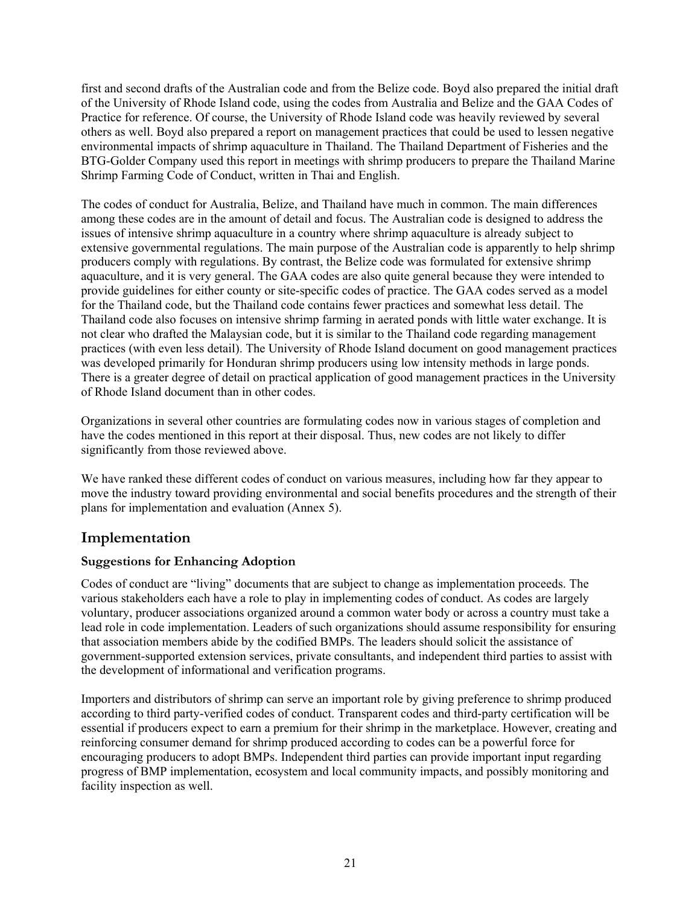first and second drafts of the Australian code and from the Belize code. Boyd also prepared the initial draft of the University of Rhode Island code, using the codes from Australia and Belize and the GAA Codes of Practice for reference. Of course, the University of Rhode Island code was heavily reviewed by several others as well. Boyd also prepared a report on management practices that could be used to lessen negative environmental impacts of shrimp aquaculture in Thailand. The Thailand Department of Fisheries and the BTG-Golder Company used this report in meetings with shrimp producers to prepare the Thailand Marine Shrimp Farming Code of Conduct, written in Thai and English.

The codes of conduct for Australia, Belize, and Thailand have much in common. The main differences among these codes are in the amount of detail and focus. The Australian code is designed to address the issues of intensive shrimp aquaculture in a country where shrimp aquaculture is already subject to extensive governmental regulations. The main purpose of the Australian code is apparently to help shrimp producers comply with regulations. By contrast, the Belize code was formulated for extensive shrimp aquaculture, and it is very general. The GAA codes are also quite general because they were intended to provide guidelines for either county or site-specific codes of practice. The GAA codes served as a model for the Thailand code, but the Thailand code contains fewer practices and somewhat less detail. The Thailand code also focuses on intensive shrimp farming in aerated ponds with little water exchange. It is not clear who drafted the Malaysian code, but it is similar to the Thailand code regarding management practices (with even less detail). The University of Rhode Island document on good management practices was developed primarily for Honduran shrimp producers using low intensity methods in large ponds. There is a greater degree of detail on practical application of good management practices in the University of Rhode Island document than in other codes.

Organizations in several other countries are formulating codes now in various stages of completion and have the codes mentioned in this report at their disposal. Thus, new codes are not likely to differ significantly from those reviewed above.

We have ranked these different codes of conduct on various measures, including how far they appear to move the industry toward providing environmental and social benefits procedures and the strength of their plans for implementation and evaluation (Annex 5).

## Implementation

### Suggestions for Enhancing Adoption

Codes of conduct are "living" documents that are subject to change as implementation proceeds. The various stakeholders each have a role to play in implementing codes of conduct. As codes are largely voluntary, producer associations organized around a common water body or across a country must take a lead role in code implementation. Leaders of such organizations should assume responsibility for ensuring that association members abide by the codified BMPs. The leaders should solicit the assistance of government-supported extension services, private consultants, and independent third parties to assist with the development of informational and verification programs.

Importers and distributors of shrimp can serve an important role by giving preference to shrimp produced according to third party-verified codes of conduct. Transparent codes and third-party certification will be essential if producers expect to earn a premium for their shrimp in the marketplace. However, creating and reinforcing consumer demand for shrimp produced according to codes can be a powerful force for encouraging producers to adopt BMPs. Independent third parties can provide important input regarding progress of BMP implementation, ecosystem and local community impacts, and possibly monitoring and facility inspection as well.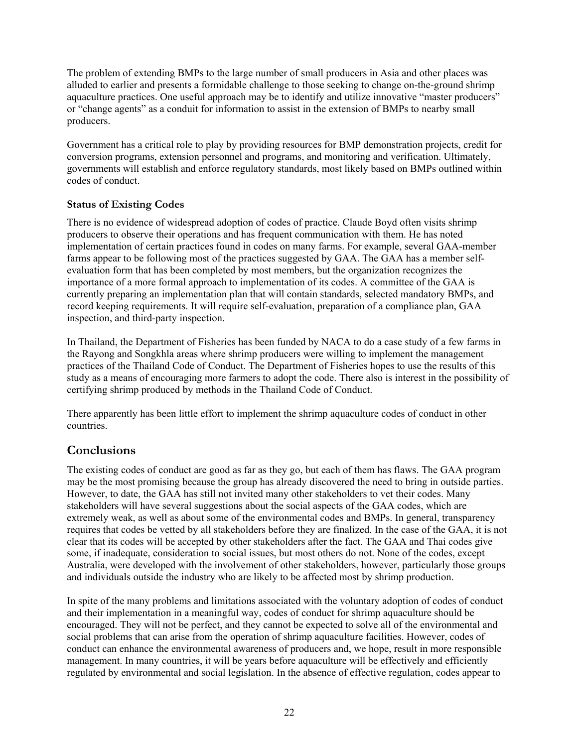The problem of extending BMPs to the large number of small producers in Asia and other places was alluded to earlier and presents a formidable challenge to those seeking to change on-the-ground shrimp aquaculture practices. One useful approach may be to identify and utilize innovative "master producers" or "change agents" as a conduit for information to assist in the extension of BMPs to nearby small producers.

Government has a critical role to play by providing resources for BMP demonstration projects, credit for conversion programs, extension personnel and programs, and monitoring and verification. Ultimately, governments will establish and enforce regulatory standards, most likely based on BMPs outlined within codes of conduct.

### Status of Existing Codes

There is no evidence of widespread adoption of codes of practice. Claude Boyd often visits shrimp producers to observe their operations and has frequent communication with them. He has noted implementation of certain practices found in codes on many farms. For example, several GAA-member farms appear to be following most of the practices suggested by GAA. The GAA has a member self-evaluation form that has been completed by most members, but the organization recognizes the importance of a more formal approach to implementation of its codes. A committee of the GAA is currently preparing an implementation plan that will contain standards, selected mandatory BMPs, and record keeping requirements. It will require self-evaluation, preparation of a compliance plan, GAA inspection, and third-party inspection.

In Thailand, the Department of Fisheries has been funded by NACA to do a case study of a few farms in the Rayong and Songkhla areas where shrimp producers were willing to implement the management practices of the Thailand Code of Conduct. The Department of Fisheries hopes to use the results of this study as a means of encouraging more farmers to adopt the code. There also is interest in the possibility of certifying shrimp produced by methods in the Thailand Code of Conduct.

There apparently has been little effort to implement the shrimp aquaculture codes of conduct in other countries.

## Conclusions

The existing codes of conduct are good as far as they go, but each of them has flaws. The GAA program may be the most promising because the group has already discovered the need to bring in outside parties. However, to date, the GAA has still not invited many other stakeholders to vet their codes. Many stakeholders will have several suggestions about the social aspects of the GAA codes, which are extremely weak, as well as about some of the environmental codes and BMPs. In general, transparency requires that codes be vetted by all stakeholders before they are finalized. In the case of the GAA, it is not clear that its codes will be accepted by other stakeholders after the fact. The GAA and Thai codes give some, if inadequate, consideration to social issues, but most others do not. None of the codes, except Australia, were developed with the involvement of other stakeholders, however, particularly those groups and individuals outside the industry who are likely to be affected most by shrimp production.

In spite of the many problems and limitations associated with the voluntary adoption of codes of conduct and their implementation in a meaningful way, codes of conduct for shrimp aquaculture should be encouraged. They will not be perfect, and they cannot be expected to solve all of the environmental and social problems that can arise from the operation of shrimp aquaculture facilities. However, codes of conduct can enhance the environmental awareness of producers and, we hope, result in more responsible management. In many countries, it will be years before aquaculture will be effectively and efficiently regulated by environmental and social legislation. In the absence of effective regulation, codes appear to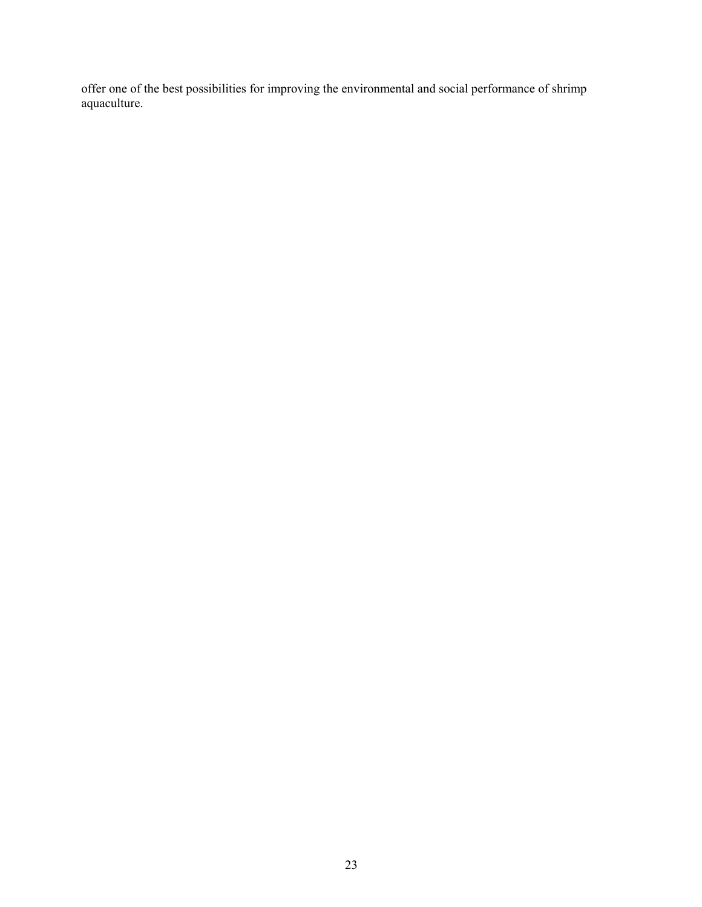offer one of the best possibilities for improving the environmental and social performance of shrimp aquaculture.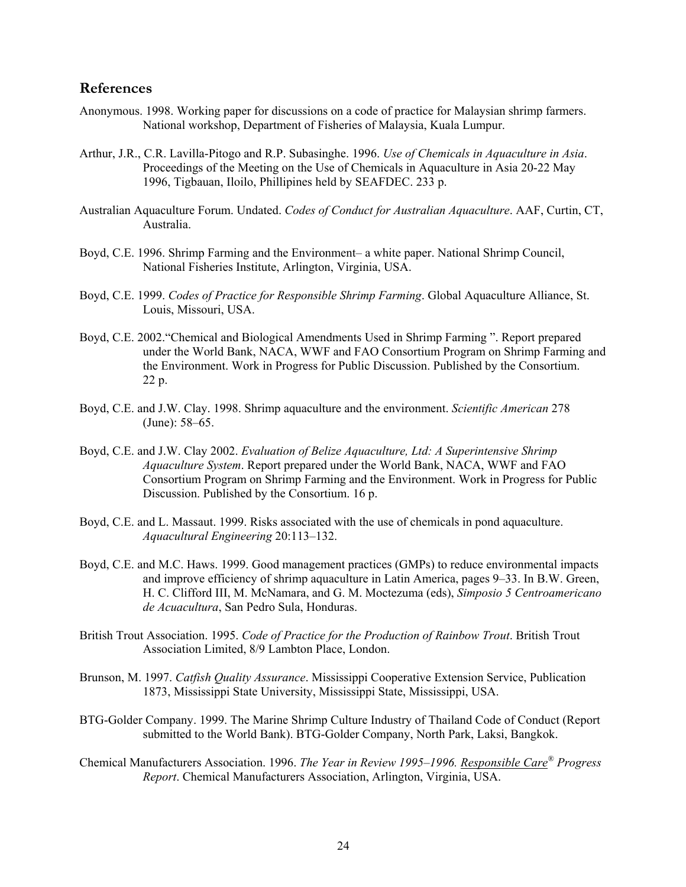## References

Anonymous. 1998. Working paper for discussions on a code of practice for Malaysian shrimp farmers. National workshop, Department of Fisheries of Malaysia, Kuala Lumpur.

Arthur, J.R., C.R. Lavilla-Pitogo and R.P. Subasinghe. 1996. *Use of Chemicals in Aquaculture in Asia*. Proceedings of the Meeting on the Use of Chemicals in Aquaculture in Asia 20-22 May 1996, Tigbauan, Iloilo, Phillipines held by SEAFDEC. 233 p.

Australian Aquaculture Forum. Undated. *Codes of Conduct for Australian Aquaculture*. AAF, Curtin, CT, Australia.

Boyd, C.E. 1996. Shrimp Farming and the Environment– a white paper. National Shrimp Council, National Fisheries Institute, Arlington, Virginia, USA.

Boyd, C.E. 1999. *Codes of Practice for Responsible Shrimp Farming*. Global Aquaculture Alliance, St. Louis, Missouri, USA.

Boyd, C.E. 2002."Chemical and Biological Amendments Used in Shrimp Farming ". Report prepared under the World Bank, NACA, WWF and FAO Consortium Program on Shrimp Farming and the Environment. Work in Progress for Public Discussion. Published by the Consortium. 22 p.

Boyd, C.E. and J.W. Clay. 1998. Shrimp aquaculture and the environment. *Scientific American* 278 (June): 58–65.

Boyd, C.E. and J.W. Clay 2002. *Evaluation of Belize Aquaculture, Ltd: A Superintensive Shrimp Aquaculture System*. Report prepared under the World Bank, NACA, WWF and FAO Consortium Program on Shrimp Farming and the Environment. Work in Progress for Public Discussion. Published by the Consortium. 16 p.

Boyd, C.E. and L. Massaut. 1999. Risks associated with the use of chemicals in pond aquaculture. *Aquacultural Engineering* 20:113–132.

Boyd, C.E. and M.C. Haws. 1999. Good management practices (GMPs) to reduce environmental impacts and improve efficiency of shrimp aquaculture in Latin America, pages 9–33. In B.W. Green, H. C. Clifford III, M. McNamara, and G. M. Moctezuma (eds), *Simposio 5 Centroamericano de Acuacultura*, San Pedro Sula, Honduras.

British Trout Association. 1995. *Code of Practice for the Production of Rainbow Trout*. British Trout Association Limited, 8/9 Lambton Place, London.

Brunson, M. 1997. *Catfish Quality Assurance*. Mississippi Cooperative Extension Service, Publication 1873, Mississippi State University, Mississippi State, Mississippi, USA.

BTG-Golder Company. 1999. The Marine Shrimp Culture Industry of Thailand Code of Conduct (Report submitted to the World Bank). BTG-Golder Company, North Park, Laksi, Bangkok.

Chemical Manufacturers Association. 1996. *The Year in Review 1995–1996. Responsible Care® Progress Report*. Chemical Manufacturers Association, Arlington, Virginia, USA.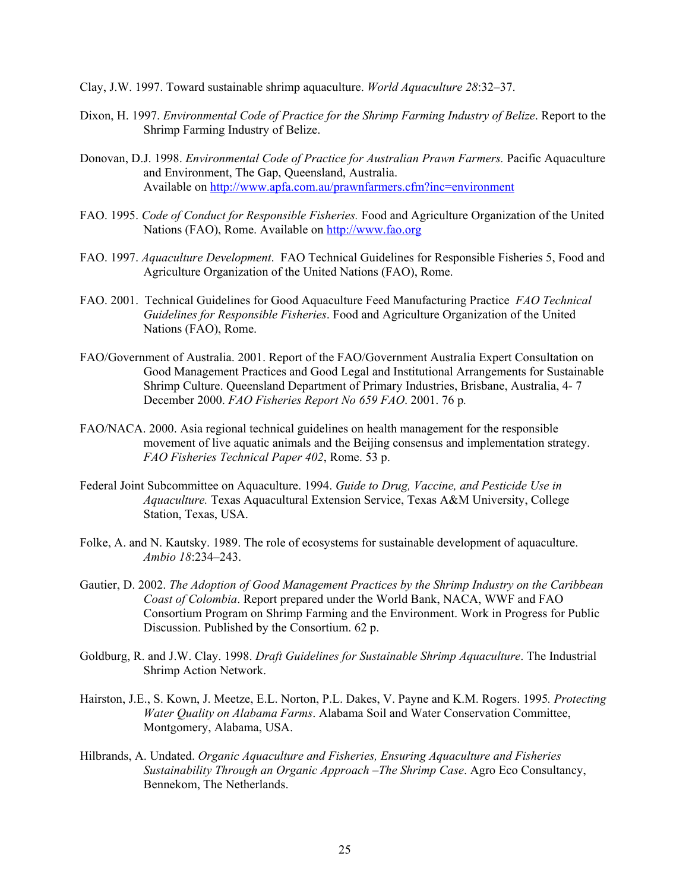Clay, J.W. 1997. Toward sustainable shrimp aquaculture. *World Aquaculture 28*:32–37.

Dixon, H. 1997. *Environmental Code of Practice for the Shrimp Farming Industry of Belize*. Report to the Shrimp Farming Industry of Belize.

Donovan, D.J. 1998. *Environmental Code of Practice for Australian Prawn Farmers.* Pacific Aquaculture and Environment, The Gap, Queensland, Australia. Available on http://www.apfa.com.au/prawnfarmers.cfm?inc=environment

FAO. 1995. *Code of Conduct for Responsible Fisheries.* Food and Agriculture Organization of the United Nations (FAO), Rome. Available on http://www.fao.org

FAO. 1997. *Aquaculture Development*. FAO Technical Guidelines for Responsible Fisheries 5, Food and Agriculture Organization of the United Nations (FAO), Rome.

FAO. 2001. Technical Guidelines for Good Aquaculture Feed Manufacturing Practice *FAO Technical Guidelines for Responsible Fisheries*. Food and Agriculture Organization of the United Nations (FAO), Rome.

FAO/Government of Australia. 2001. Report of the FAO/Government Australia Expert Consultation on Good Management Practices and Good Legal and Institutional Arrangements for Sustainable Shrimp Culture. Queensland Department of Primary Industries, Brisbane, Australia, 4- 7 December 2000. *FAO Fisheries Report No 659 FAO*. 2001. 76 p.

FAO/NACA. 2000. Asia regional technical guidelines on health management for the responsible movement of live aquatic animals and the Beijing consensus and implementation strategy. *FAO Fisheries Technical Paper 402*, Rome. 53 p.

Federal Joint Subcommittee on Aquaculture. 1994. *Guide to Drug, Vaccine, and Pesticide Use in Aquaculture.* Texas Aquacultural Extension Service, Texas A&M University, College Station, Texas, USA.

Folke, A. and N. Kautsky. 1989. The role of ecosystems for sustainable development of aquaculture. *Ambio 18*:234–243.

Gautier, D. 2002. *The Adoption of Good Management Practices by the Shrimp Industry on the Caribbean Coast of Colombia*. Report prepared under the World Bank, NACA, WWF and FAO Consortium Program on Shrimp Farming and the Environment. Work in Progress for Public Discussion. Published by the Consortium. 62 p.

Goldburg, R. and J.W. Clay. 1998. *Draft Guidelines for Sustainable Shrimp Aquaculture*. The Industrial Shrimp Action Network.

Hairston, J.E., S. Kown, J. Meetze, E.L. Norton, P.L. Dakes, V. Payne and K.M. Rogers. 1995*. Protecting Water Quality on Alabama Farms*. Alabama Soil and Water Conservation Committee, Montgomery, Alabama, USA.

Hilbrands, A. Undated. *Organic Aquaculture and Fisheries, Ensuring Aquaculture and Fisheries Sustainability Through an Organic Approach –The Shrimp Case*. Agro Eco Consultancy, Bennekom, The Netherlands.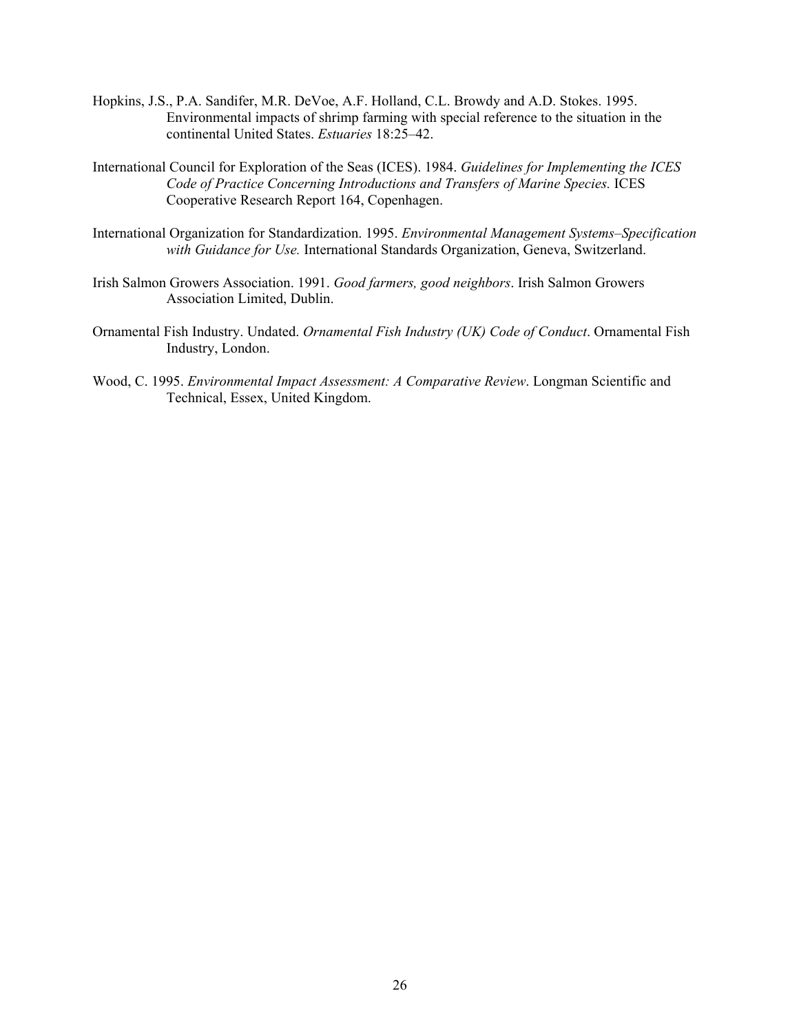Hopkins, J.S., P.A. Sandifer, M.R. DeVoe, A.F. Holland, C.L. Browdy and A.D. Stokes. 1995. Environmental impacts of shrimp farming with special reference to the situation in the continental United States. *Estuaries* 18:25–42.

International Council for Exploration of the Seas (ICES). 1984. *Guidelines for Implementing the ICES Code of Practice Concerning Introductions and Transfers of Marine Species.* ICES Cooperative Research Report 164, Copenhagen.

International Organization for Standardization. 1995. *Environmental Management Systems–Specification with Guidance for Use.* International Standards Organization, Geneva, Switzerland.

Irish Salmon Growers Association. 1991. *Good farmers, good neighbors*. Irish Salmon Growers Association Limited, Dublin.

Ornamental Fish Industry. Undated. *Ornamental Fish Industry (UK) Code of Conduct*. Ornamental Fish Industry, London.

Wood, C. 1995. *Environmental Impact Assessment: A Comparative Review*. Longman Scientific and Technical, Essex, United Kingdom.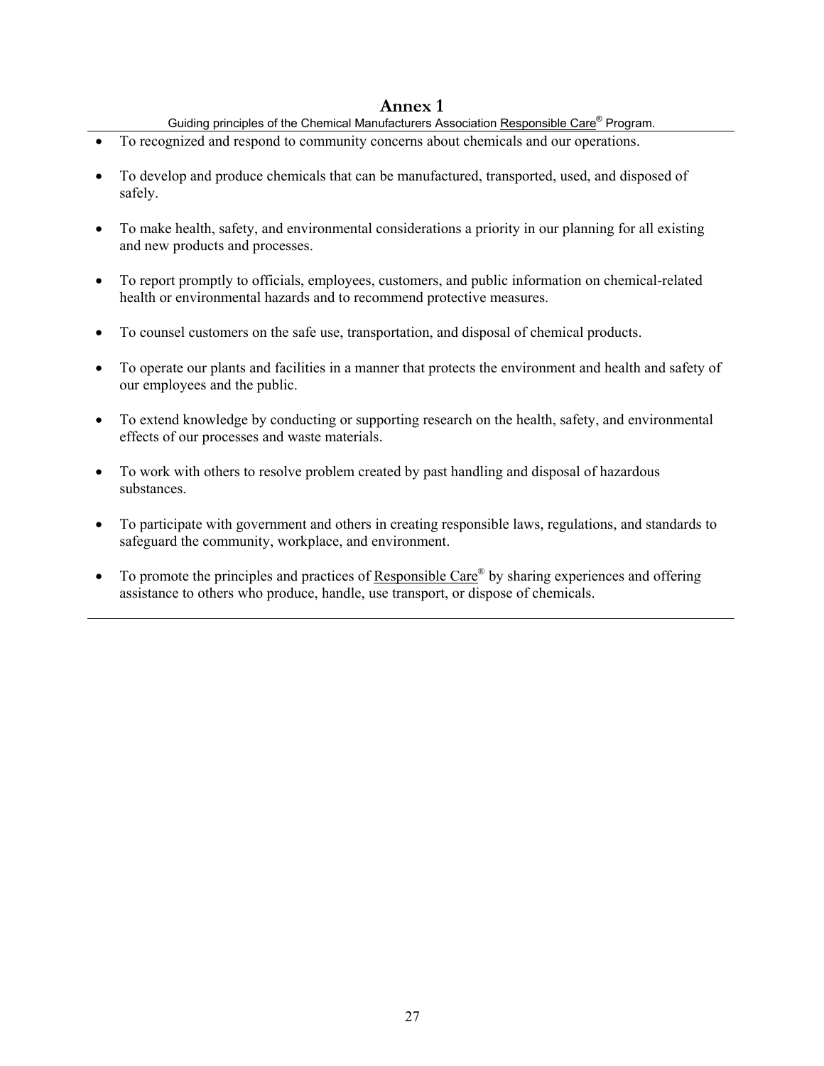# Annex 1

Guiding principles of the Chemical Manufacturers Association Responsible Care® Program.

- To recognized and respond to community concerns about chemicals and our operations.
- To develop and produce chemicals that can be manufactured, transported, used, and disposed of safely.
- To make health, safety, and environmental considerations a priority in our planning for all existing and new products and processes.
- To report promptly to officials, employees, customers, and public information on chemical-related health or environmental hazards and to recommend protective measures.
- To counsel customers on the safe use, transportation, and disposal of chemical products.
- To operate our plants and facilities in a manner that protects the environment and health and safety of our employees and the public.
- To extend knowledge by conducting or supporting research on the health, safety, and environmental effects of our processes and waste materials.
- To work with others to resolve problem created by past handling and disposal of hazardous substances.
- To participate with government and others in creating responsible laws, regulations, and standards to safeguard the community, workplace, and environment.
- To promote the principles and practices of Responsible Care® by sharing experiences and offering assistance to others who produce, handle, use transport, or dispose of chemicals.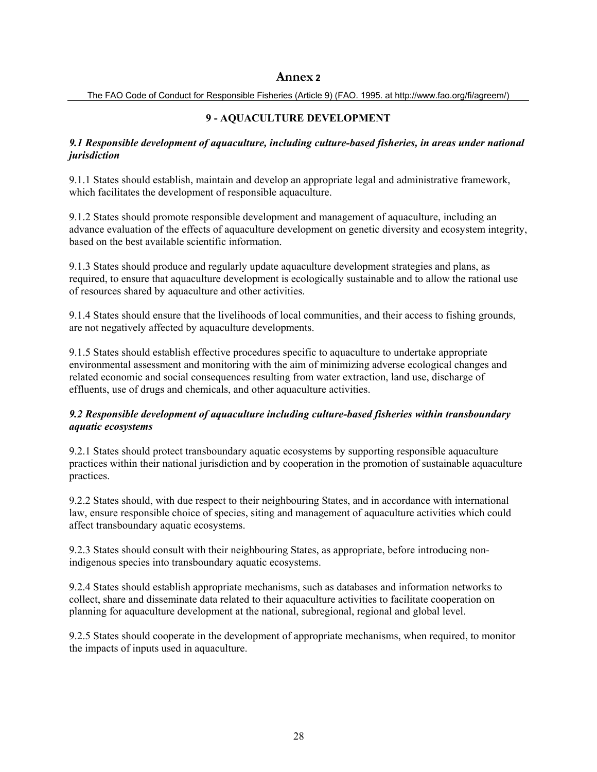# Annex 2

The FAO Code of Conduct for Responsible Fisheries (Article 9) (FAO. 1995. at http://www.fao.org/fi/agreem/)

## 9 - AQUACULTURE DEVELOPMENT

### *9.1 Responsible development of aquaculture, including culture-based fisheries, in areas under national jurisdiction*

9.1.1 States should establish, maintain and develop an appropriate legal and administrative framework, which facilitates the development of responsible aquaculture.

9.1.2 States should promote responsible development and management of aquaculture, including an advance evaluation of the effects of aquaculture development on genetic diversity and ecosystem integrity, based on the best available scientific information.

9.1.3 States should produce and regularly update aquaculture development strategies and plans, as required, to ensure that aquaculture development is ecologically sustainable and to allow the rational use of resources shared by aquaculture and other activities.

9.1.4 States should ensure that the livelihoods of local communities, and their access to fishing grounds, are not negatively affected by aquaculture developments.

9.1.5 States should establish effective procedures specific to aquaculture to undertake appropriate environmental assessment and monitoring with the aim of minimizing adverse ecological changes and related economic and social consequences resulting from water extraction, land use, discharge of effluents, use of drugs and chemicals, and other aquaculture activities.

### *9.2 Responsible development of aquaculture including culture-based fisheries within transboundary aquatic ecosystems*

9.2.1 States should protect transboundary aquatic ecosystems by supporting responsible aquaculture practices within their national jurisdiction and by cooperation in the promotion of sustainable aquaculture practices.

9.2.2 States should, with due respect to their neighbouring States, and in accordance with international law, ensure responsible choice of species, siting and management of aquaculture activities which could affect transboundary aquatic ecosystems.

9.2.3 States should consult with their neighbouring States, as appropriate, before introducing non-indigenous species into transboundary aquatic ecosystems.

9.2.4 States should establish appropriate mechanisms, such as databases and information networks to collect, share and disseminate data related to their aquaculture activities to facilitate cooperation on planning for aquaculture development at the national, subregional, regional and global level.

9.2.5 States should cooperate in the development of appropriate mechanisms, when required, to monitor the impacts of inputs used in aquaculture.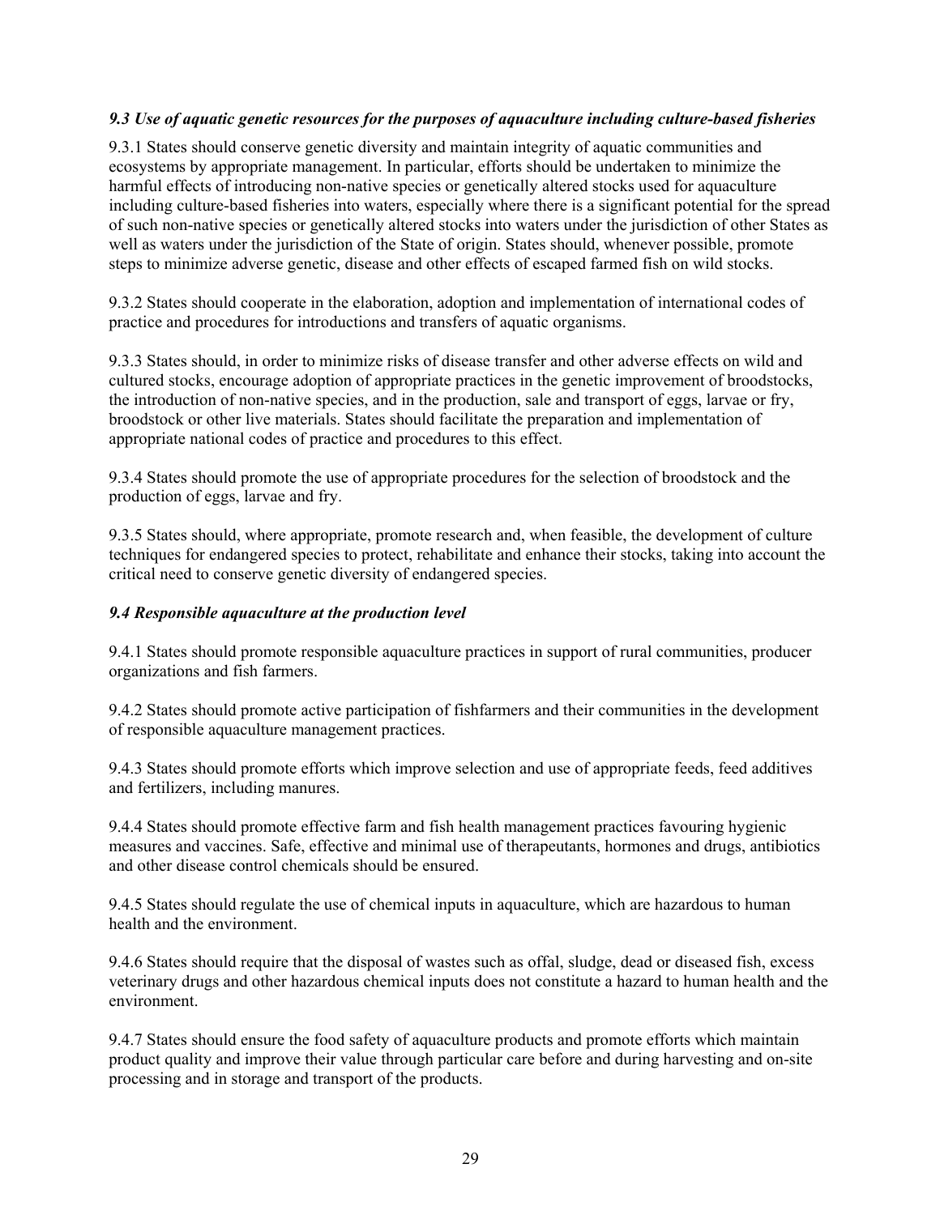### *9.3 Use of aquatic genetic resources for the purposes of aquaculture including culture-based fisheries*

9.3.1 States should conserve genetic diversity and maintain integrity of aquatic communities and ecosystems by appropriate management. In particular, efforts should be undertaken to minimize the harmful effects of introducing non-native species or genetically altered stocks used for aquaculture including culture-based fisheries into waters, especially where there is a significant potential for the spread of such non-native species or genetically altered stocks into waters under the jurisdiction of other States as well as waters under the jurisdiction of the State of origin. States should, whenever possible, promote steps to minimize adverse genetic, disease and other effects of escaped farmed fish on wild stocks.

9.3.2 States should cooperate in the elaboration, adoption and implementation of international codes of practice and procedures for introductions and transfers of aquatic organisms.

9.3.3 States should, in order to minimize risks of disease transfer and other adverse effects on wild and cultured stocks, encourage adoption of appropriate practices in the genetic improvement of broodstocks, the introduction of non-native species, and in the production, sale and transport of eggs, larvae or fry, broodstock or other live materials. States should facilitate the preparation and implementation of appropriate national codes of practice and procedures to this effect.

9.3.4 States should promote the use of appropriate procedures for the selection of broodstock and the production of eggs, larvae and fry.

9.3.5 States should, where appropriate, promote research and, when feasible, the development of culture techniques for endangered species to protect, rehabilitate and enhance their stocks, taking into account the critical need to conserve genetic diversity of endangered species.

### *9.4 Responsible aquaculture at the production level*

9.4.1 States should promote responsible aquaculture practices in support of rural communities, producer organizations and fish farmers.

9.4.2 States should promote active participation of fishfarmers and their communities in the development of responsible aquaculture management practices.

9.4.3 States should promote efforts which improve selection and use of appropriate feeds, feed additives and fertilizers, including manures.

9.4.4 States should promote effective farm and fish health management practices favouring hygienic measures and vaccines. Safe, effective and minimal use of therapeutants, hormones and drugs, antibiotics and other disease control chemicals should be ensured.

9.4.5 States should regulate the use of chemical inputs in aquaculture, which are hazardous to human health and the environment.

9.4.6 States should require that the disposal of wastes such as offal, sludge, dead or diseased fish, excess veterinary drugs and other hazardous chemical inputs does not constitute a hazard to human health and the environment.

9.4.7 States should ensure the food safety of aquaculture products and promote efforts which maintain product quality and improve their value through particular care before and during harvesting and on-site processing and in storage and transport of the products.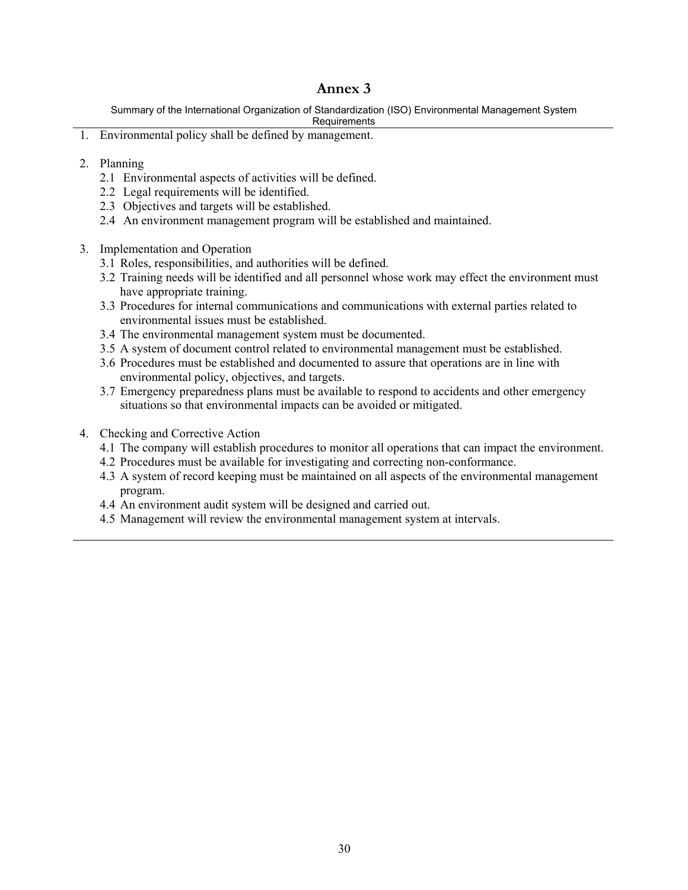# Annex 3

Summary of the International Organization of Standardization (ISO) Environmental Management System Requirements

1. Environmental policy shall be defined by management.

2. Planning
   - 2.1 Environmental aspects of activities will be defined.
   - 2.2 Legal requirements will be identified.
   - 2.3 Objectives and targets will be established.
   - 2.4 An environment management program will be established and maintained.

3. Implementation and Operation
   - 3.1 Roles, responsibilities, and authorities will be defined.
   - 3.2 Training needs will be identified and all personnel whose work may effect the environment must have appropriate training.
   - 3.3 Procedures for internal communications and communications with external parties related to environmental issues must be established.
   - 3.4 The environmental management system must be documented.
   - 3.5 A system of document control related to environmental management must be established.
   - 3.6 Procedures must be established and documented to assure that operations are in line with environmental policy, objectives, and targets.
   - 3.7 Emergency preparedness plans must be available to respond to accidents and other emergency situations so that environmental impacts can be avoided or mitigated.

4. Checking and Corrective Action
   - 4.1 The company will establish procedures to monitor all operations that can impact the environment.
   - 4.2 Procedures must be available for investigating and correcting non-conformance.
   - 4.3 A system of record keeping must be maintained on all aspects of the environmental management program.
   - 4.4 An environment audit system will be designed and carried out.
   - 4.5 Management will review the environmental management system at intervals.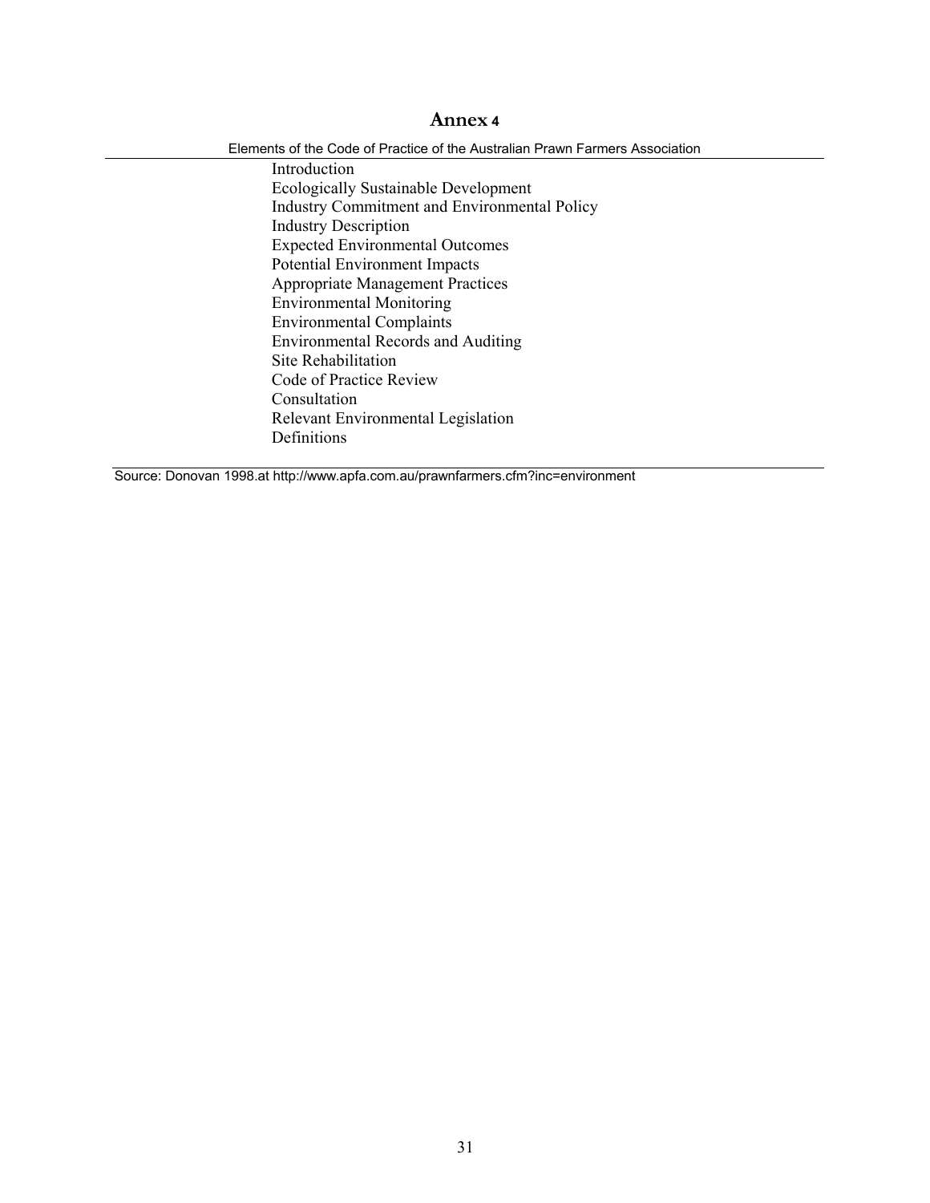# Annex 4

Elements of the Code of Practice of the Australian Prawn Farmers Association

Introduction
Ecologically Sustainable Development
Industry Commitment and Environmental Policy
Industry Description
Expected Environmental Outcomes
Potential Environment Impacts
Appropriate Management Practices
Environmental Monitoring
Environmental Complaints
Environmental Records and Auditing
Site Rehabilitation
Code of Practice Review
Consultation
Relevant Environmental Legislation
Definitions

Source: Donovan 1998.at http://www.apfa.com.au/prawnfarmers.cfm?inc=environment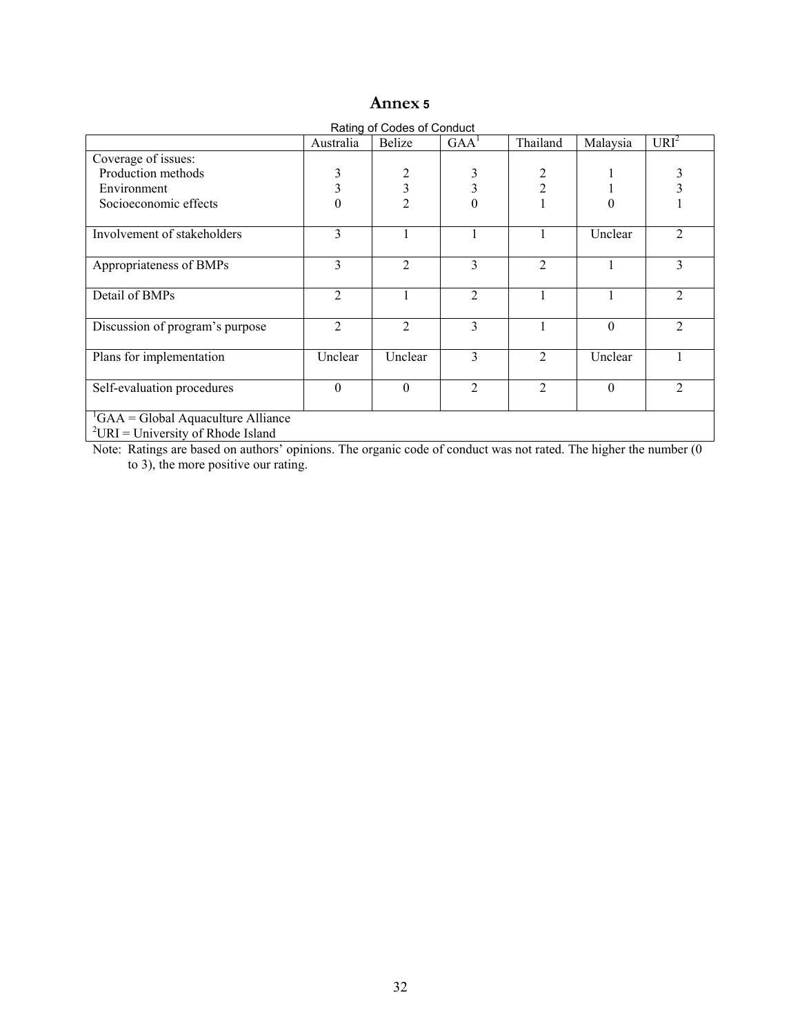# Annex 5

Rating of Codes of Conduct

| | Australia | Belize | GAA[1] | Thailand | Malaysia | URI[2] |
|---|---|---|---|---|---|---|
| Coverage of issues: | | | | | | |
| Production methods | 3 | 2 | 3 | 2 | 1 | 3 |
| Environment | 3 | 3 | 3 | 2 | 1 | 3 |
| Socioeconomic effects | 0 | 2 | 0 | 1 | 0 | 1 |
| Involvement of stakeholders | 3 | 1 | 1 | 1 | Unclear | 2 |
| Appropriateness of BMPs | 3 | 2 | 3 | 2 | 1 | 3 |
| Detail of BMPs | 2 | 1 | 2 | 1 | 1 | 2 |
| Discussion of program's purpose | 2 | 2 | 3 | 1 | 0 | 2 |
| Plans for implementation | Unclear | Unclear | 3 | 2 | Unclear | 1 |
| Self-evaluation procedures | 0 | 0 | 2 | 2 | 0 | 2 |

[1]GAA = Global Aquaculture Alliance
[2]URI = University of Rhode Island

Note: Ratings are based on authors' opinions. The organic code of conduct was not rated. The higher the number (0 to 3), the more positive our rating.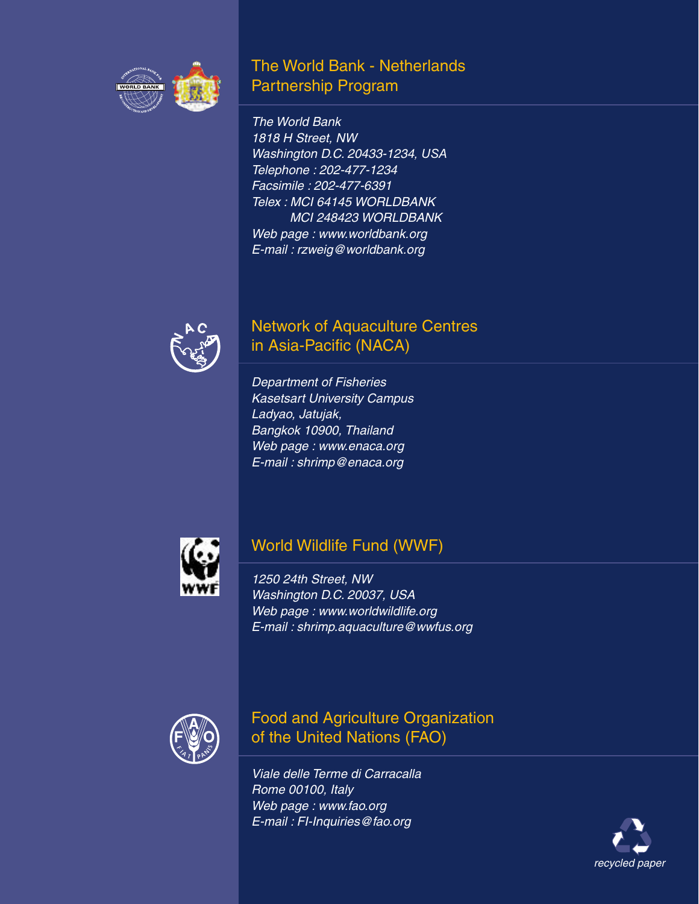## The World Bank - Netherlands Partnership Program

*The World Bank*
*1818 H Street, NW*
*Washington D.C. 20433-1234, USA*
*Telephone : 202-477-1234*
*Facsimile : 202-477-6391*
*Telex : MCI 64145 WORLDBANK*
*MCI 248423 WORLDBANK*
*Web page : www.worldbank.org*
*E-mail : rzweig@worldbank.org*

## Network of Aquaculture Centres in Asia-Pacific (NACA)

*Department of Fisheries*
*Kasetsart University Campus*
*Ladyao, Jatujak,*
*Bangkok 10900, Thailand*
*Web page : www.enaca.org*
*E-mail : shrimp@enaca.org*

## World Wildlife Fund (WWF)

*1250 24th Street, NW*
*Washington D.C. 20037, USA*
*Web page : www.worldwildlife.org*
*E-mail : shrimp.aquaculture@wwfus.org*

## Food and Agriculture Organization of the United Nations (FAO)

*Viale delle Terme di Carracalla*
*Rome 00100, Italy*
*Web page : www.fao.org*
*E-mail : FI-Inquiries@fao.org*

*recycled paper*